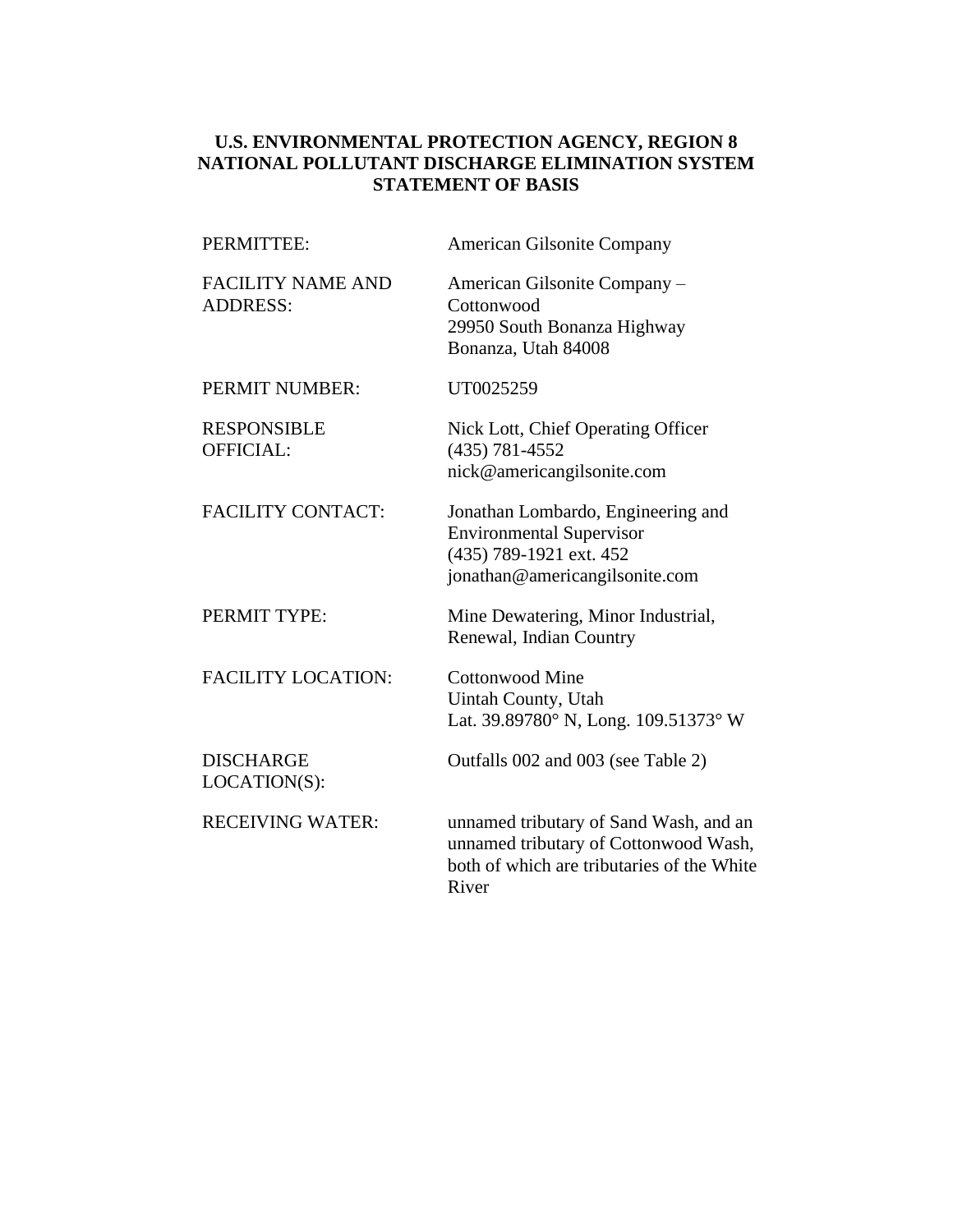# U.S. ENVIRONMENTAL PROTECTION AGENCY, REGION 8
# NATIONAL POLLUTANT DISCHARGE ELIMINATION SYSTEM
# STATEMENT OF BASIS

| | |
|---|---|
| PERMITTEE: | American Gilsonite Company |
| FACILITY NAME AND ADDRESS: | American Gilsonite Company – Cottonwood<br>29950 South Bonanza Highway<br>Bonanza, Utah 84008 |
| PERMIT NUMBER: | UT0025259 |
| RESPONSIBLE OFFICIAL: | Nick Lott, Chief Operating Officer<br>(435) 781-4552<br>nick@americangilsonite.com |
| FACILITY CONTACT: | Jonathan Lombardo, Engineering and Environmental Supervisor<br>(435) 789-1921 ext. 452<br>jonathan@americangilsonite.com |
| PERMIT TYPE: | Mine Dewatering, Minor Industrial, Renewal, Indian Country |
| FACILITY LOCATION: | Cottonwood Mine<br>Uintah County, Utah<br>Lat. 39.89780° N, Long. 109.51373° W |
| DISCHARGE LOCATION(S): | Outfalls 002 and 003 (see Table 2) |
| RECEIVING WATER: | unnamed tributary of Sand Wash, and an unnamed tributary of Cottonwood Wash, both of which are tributaries of the White River |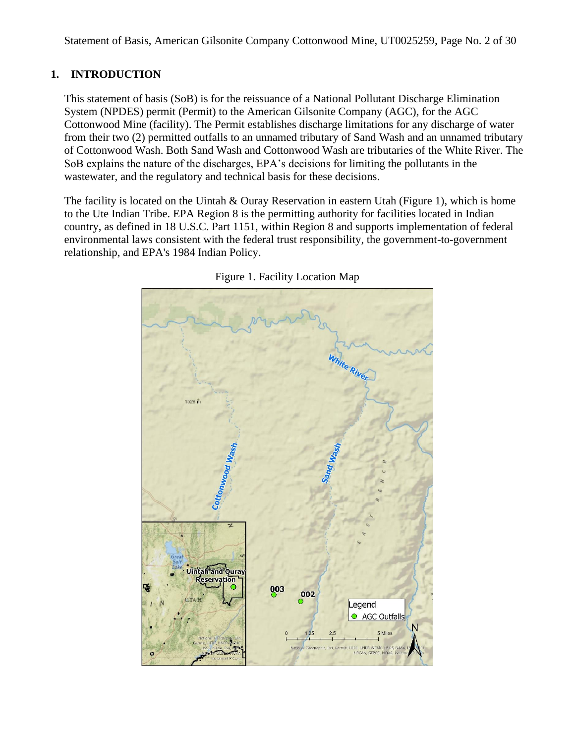## 1. INTRODUCTION

This statement of basis (SoB) is for the reissuance of a National Pollutant Discharge Elimination System (NPDES) permit (Permit) to the American Gilsonite Company (AGC), for the AGC Cottonwood Mine (facility). The Permit establishes discharge limitations for any discharge of water from their two (2) permitted outfalls to an unnamed tributary of Sand Wash and an unnamed tributary of Cottonwood Wash. Both Sand Wash and Cottonwood Wash are tributaries of the White River. The SoB explains the nature of the discharges, EPA's decisions for limiting the pollutants in the wastewater, and the regulatory and technical basis for these decisions.

The facility is located on the Uintah & Ouray Reservation in eastern Utah (Figure 1), which is home to the Ute Indian Tribe. EPA Region 8 is the permitting authority for facilities located in Indian country, as defined in 18 U.S.C. Part 1151, within Region 8 and supports implementation of federal environmental laws consistent with the federal trust responsibility, the government-to-government relationship, and EPA's 1984 Indian Policy.

Figure 1. Facility Location Map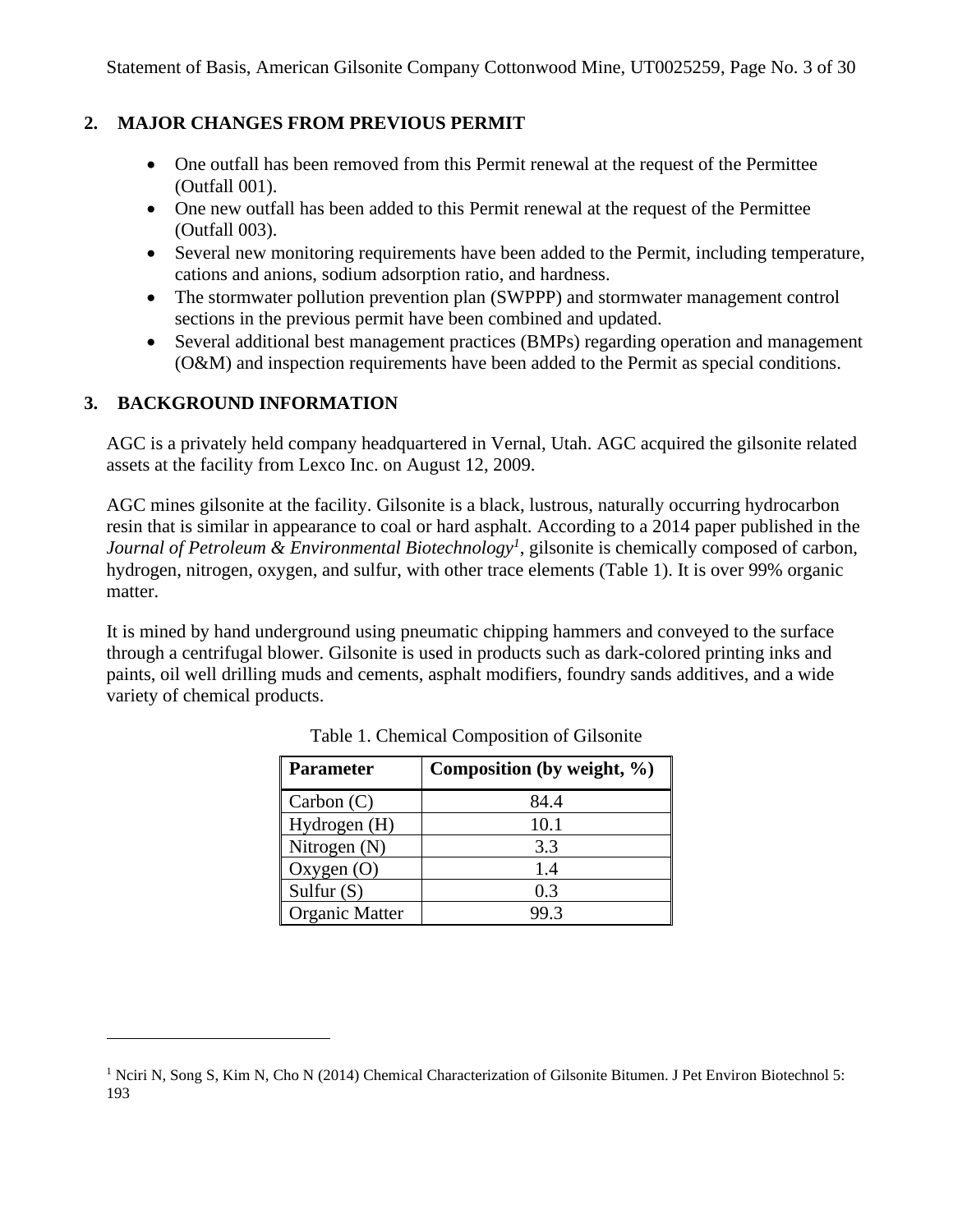## 2. MAJOR CHANGES FROM PREVIOUS PERMIT

- One outfall has been removed from this Permit renewal at the request of the Permittee (Outfall 001).
- One new outfall has been added to this Permit renewal at the request of the Permittee (Outfall 003).
- Several new monitoring requirements have been added to the Permit, including temperature, cations and anions, sodium adsorption ratio, and hardness.
- The stormwater pollution prevention plan (SWPPP) and stormwater management control sections in the previous permit have been combined and updated.
- Several additional best management practices (BMPs) regarding operation and management (O&M) and inspection requirements have been added to the Permit as special conditions.

## 3. BACKGROUND INFORMATION

AGC is a privately held company headquartered in Vernal, Utah. AGC acquired the gilsonite related assets at the facility from Lexco Inc. on August 12, 2009.

AGC mines gilsonite at the facility. Gilsonite is a black, lustrous, naturally occurring hydrocarbon resin that is similar in appearance to coal or hard asphalt. According to a 2014 paper published in the *Journal of Petroleum & Environmental Biotechnology*[1], gilsonite is chemically composed of carbon, hydrogen, nitrogen, oxygen, and sulfur, with other trace elements (Table 1). It is over 99% organic matter.

It is mined by hand underground using pneumatic chipping hammers and conveyed to the surface through a centrifugal blower. Gilsonite is used in products such as dark-colored printing inks and paints, oil well drilling muds and cements, asphalt modifiers, foundry sands additives, and a wide variety of chemical products.

Table 1. Chemical Composition of Gilsonite

| Parameter | Composition (by weight, %) |
|---|---|
| Carbon (C) | 84.4 |
| Hydrogen (H) | 10.1 |
| Nitrogen (N) | 3.3 |
| Oxygen (O) | 1.4 |
| Sulfur (S) | 0.3 |
| Organic Matter | 99.3 |

[1] Nciri N, Song S, Kim N, Cho N (2014) Chemical Characterization of Gilsonite Bitumen. J Pet Environ Biotechnol 5: 193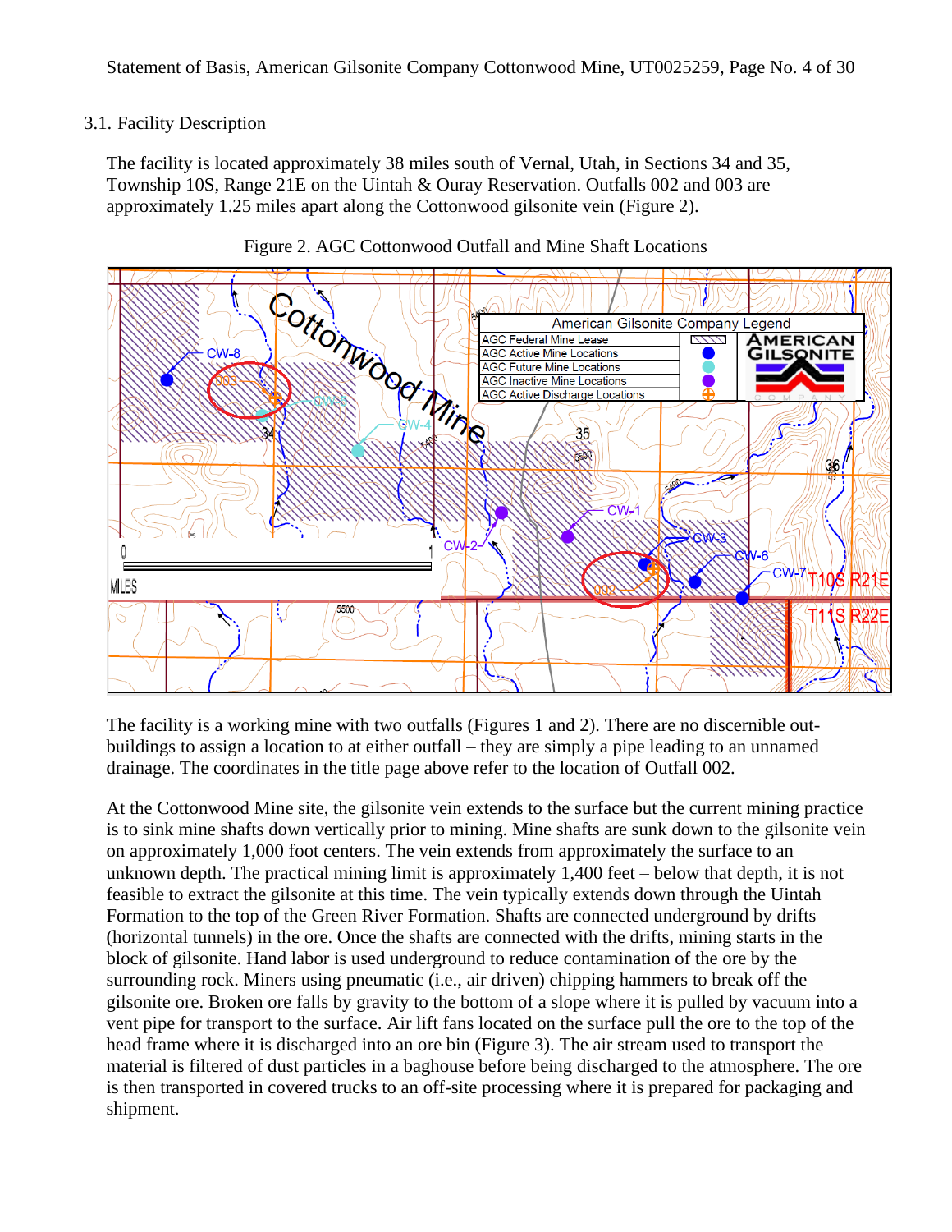## 3.1. Facility Description

The facility is located approximately 38 miles south of Vernal, Utah, in Sections 34 and 35, Township 10S, Range 21E on the Uintah & Ouray Reservation. Outfalls 002 and 003 are approximately 1.25 miles apart along the Cottonwood gilsonite vein (Figure 2).

Figure 2. AGC Cottonwood Outfall and Mine Shaft Locations

The facility is a working mine with two outfalls (Figures 1 and 2). There are no discernible out-buildings to assign a location to at either outfall – they are simply a pipe leading to an unnamed drainage. The coordinates in the title page above refer to the location of Outfall 002.

At the Cottonwood Mine site, the gilsonite vein extends to the surface but the current mining practice is to sink mine shafts down vertically prior to mining. Mine shafts are sunk down to the gilsonite vein on approximately 1,000 foot centers. The vein extends from approximately the surface to an unknown depth. The practical mining limit is approximately 1,400 feet – below that depth, it is not feasible to extract the gilsonite at this time. The vein typically extends down through the Uintah Formation to the top of the Green River Formation. Shafts are connected underground by drifts (horizontal tunnels) in the ore. Once the shafts are connected with the drifts, mining starts in the block of gilsonite. Hand labor is used underground to reduce contamination of the ore by the surrounding rock. Miners using pneumatic (i.e., air driven) chipping hammers to break off the gilsonite ore. Broken ore falls by gravity to the bottom of a slope where it is pulled by vacuum into a vent pipe for transport to the surface. Air lift fans located on the surface pull the ore to the top of the head frame where it is discharged into an ore bin (Figure 3). The air stream used to transport the material is filtered of dust particles in a baghouse before being discharged to the atmosphere. The ore is then transported in covered trucks to an off-site processing where it is prepared for packaging and shipment.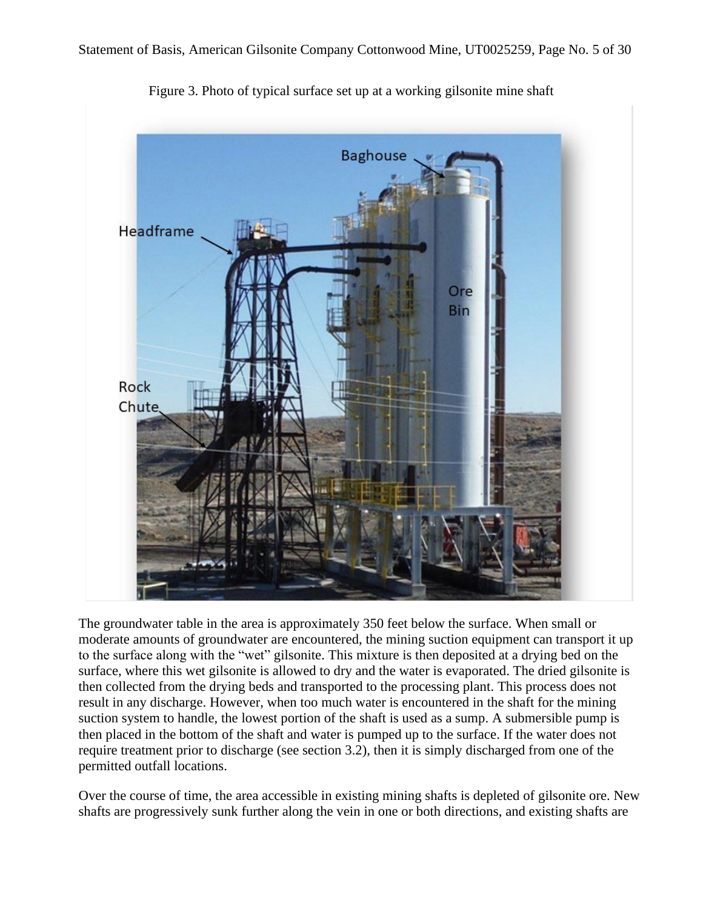Figure 3. Photo of typical surface set up at a working gilsonite mine shaft

The groundwater table in the area is approximately 350 feet below the surface. When small or moderate amounts of groundwater are encountered, the mining suction equipment can transport it up to the surface along with the "wet" gilsonite. This mixture is then deposited at a drying bed on the surface, where this wet gilsonite is allowed to dry and the water is evaporated. The dried gilsonite is then collected from the drying beds and transported to the processing plant. This process does not result in any discharge. However, when too much water is encountered in the shaft for the mining suction system to handle, the lowest portion of the shaft is used as a sump. A submersible pump is then placed in the bottom of the shaft and water is pumped up to the surface. If the water does not require treatment prior to discharge (see section 3.2), then it is simply discharged from one of the permitted outfall locations.

Over the course of time, the area accessible in existing mining shafts is depleted of gilsonite ore. New shafts are progressively sunk further along the vein in one or both directions, and existing shafts are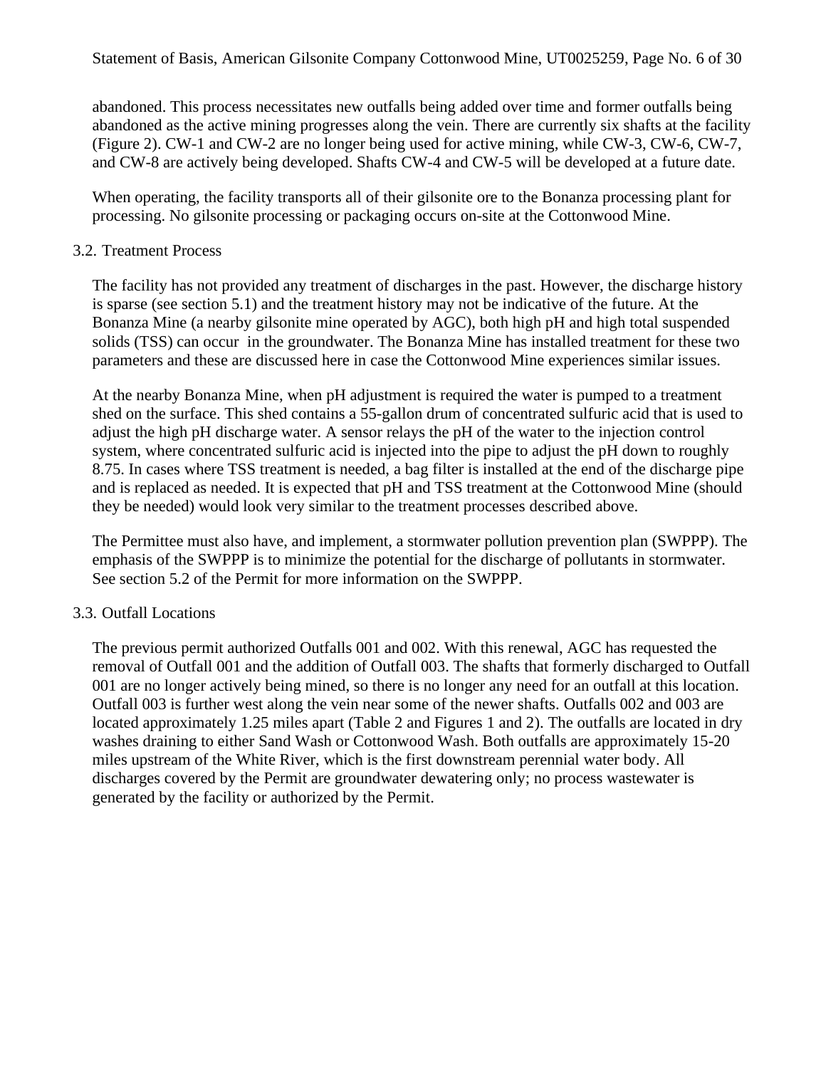abandoned. This process necessitates new outfalls being added over time and former outfalls being abandoned as the active mining progresses along the vein. There are currently six shafts at the facility (Figure 2). CW-1 and CW-2 are no longer being used for active mining, while CW-3, CW-6, CW-7, and CW-8 are actively being developed. Shafts CW-4 and CW-5 will be developed at a future date.

When operating, the facility transports all of their gilsonite ore to the Bonanza processing plant for processing. No gilsonite processing or packaging occurs on-site at the Cottonwood Mine.

## 3.2. Treatment Process

The facility has not provided any treatment of discharges in the past. However, the discharge history is sparse (see section 5.1) and the treatment history may not be indicative of the future. At the Bonanza Mine (a nearby gilsonite mine operated by AGC), both high pH and high total suspended solids (TSS) can occur in the groundwater. The Bonanza Mine has installed treatment for these two parameters and these are discussed here in case the Cottonwood Mine experiences similar issues.

At the nearby Bonanza Mine, when pH adjustment is required the water is pumped to a treatment shed on the surface. This shed contains a 55-gallon drum of concentrated sulfuric acid that is used to adjust the high pH discharge water. A sensor relays the pH of the water to the injection control system, where concentrated sulfuric acid is injected into the pipe to adjust the pH down to roughly 8.75. In cases where TSS treatment is needed, a bag filter is installed at the end of the discharge pipe and is replaced as needed. It is expected that pH and TSS treatment at the Cottonwood Mine (should they be needed) would look very similar to the treatment processes described above.

The Permittee must also have, and implement, a stormwater pollution prevention plan (SWPPP). The emphasis of the SWPPP is to minimize the potential for the discharge of pollutants in stormwater. See section 5.2 of the Permit for more information on the SWPPP.

## 3.3. Outfall Locations

The previous permit authorized Outfalls 001 and 002. With this renewal, AGC has requested the removal of Outfall 001 and the addition of Outfall 003. The shafts that formerly discharged to Outfall 001 are no longer actively being mined, so there is no longer any need for an outfall at this location. Outfall 003 is further west along the vein near some of the newer shafts. Outfalls 002 and 003 are located approximately 1.25 miles apart (Table 2 and Figures 1 and 2). The outfalls are located in dry washes draining to either Sand Wash or Cottonwood Wash. Both outfalls are approximately 15-20 miles upstream of the White River, which is the first downstream perennial water body. All discharges covered by the Permit are groundwater dewatering only; no process wastewater is generated by the facility or authorized by the Permit.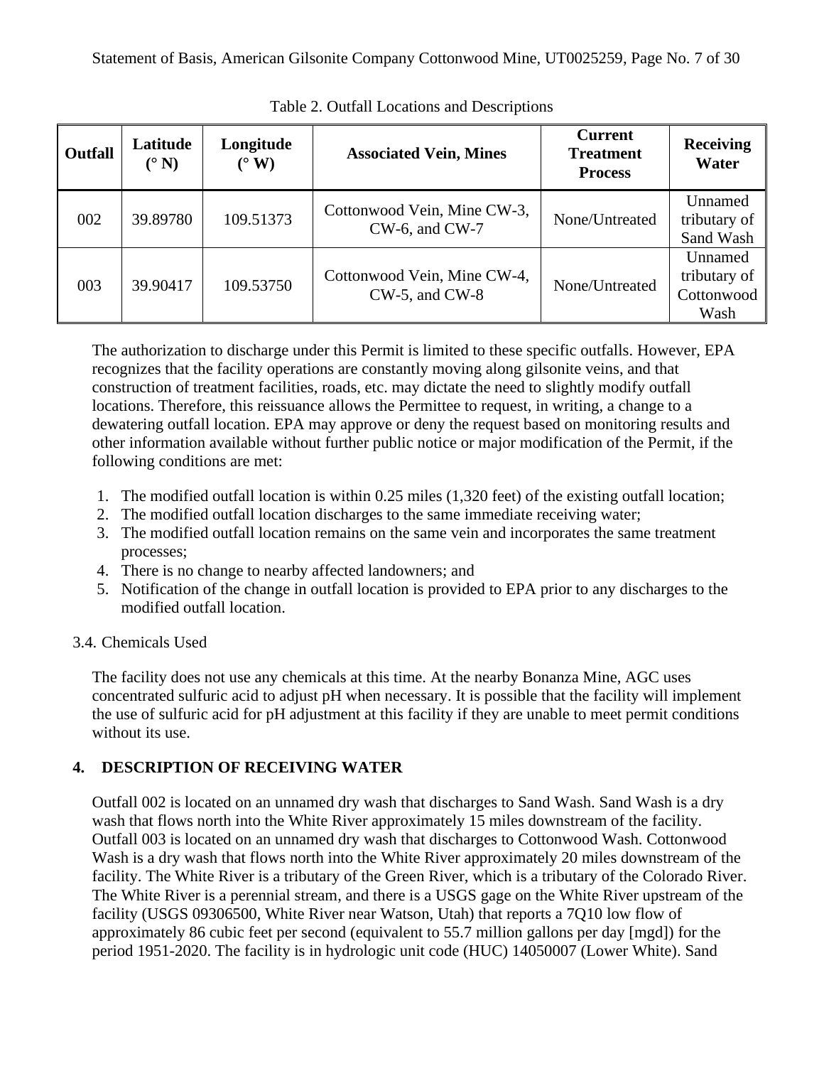Table 2. Outfall Locations and Descriptions

| Outfall | Latitude (° N) | Longitude (° W) | Associated Vein, Mines | Current Treatment Process | Receiving Water |
|---|---|---|---|---|---|
| 002 | 39.89780 | 109.51373 | Cottonwood Vein, Mine CW-3, CW-6, and CW-7 | None/Untreated | Unnamed tributary of Sand Wash |
| 003 | 39.90417 | 109.53750 | Cottonwood Vein, Mine CW-4, CW-5, and CW-8 | None/Untreated | Unnamed tributary of Cottonwood Wash |

The authorization to discharge under this Permit is limited to these specific outfalls. However, EPA recognizes that the facility operations are constantly moving along gilsonite veins, and that construction of treatment facilities, roads, etc. may dictate the need to slightly modify outfall locations. Therefore, this reissuance allows the Permittee to request, in writing, a change to a dewatering outfall location. EPA may approve or deny the request based on monitoring results and other information available without further public notice or major modification of the Permit, if the following conditions are met:

1. The modified outfall location is within 0.25 miles (1,320 feet) of the existing outfall location;
2. The modified outfall location discharges to the same immediate receiving water;
3. The modified outfall location remains on the same vein and incorporates the same treatment processes;
4. There is no change to nearby affected landowners; and
5. Notification of the change in outfall location is provided to EPA prior to any discharges to the modified outfall location.

### 3.4. Chemicals Used

The facility does not use any chemicals at this time. At the nearby Bonanza Mine, AGC uses concentrated sulfuric acid to adjust pH when necessary. It is possible that the facility will implement the use of sulfuric acid for pH adjustment at this facility if they are unable to meet permit conditions without its use.

## 4. DESCRIPTION OF RECEIVING WATER

Outfall 002 is located on an unnamed dry wash that discharges to Sand Wash. Sand Wash is a dry wash that flows north into the White River approximately 15 miles downstream of the facility. Outfall 003 is located on an unnamed dry wash that discharges to Cottonwood Wash. Cottonwood Wash is a dry wash that flows north into the White River approximately 20 miles downstream of the facility. The White River is a tributary of the Green River, which is a tributary of the Colorado River. The White River is a perennial stream, and there is a USGS gage on the White River upstream of the facility (USGS 09306500, White River near Watson, Utah) that reports a 7Q10 low flow of approximately 86 cubic feet per second (equivalent to 55.7 million gallons per day [mgd]) for the period 1951-2020. The facility is in hydrologic unit code (HUC) 14050007 (Lower White). Sand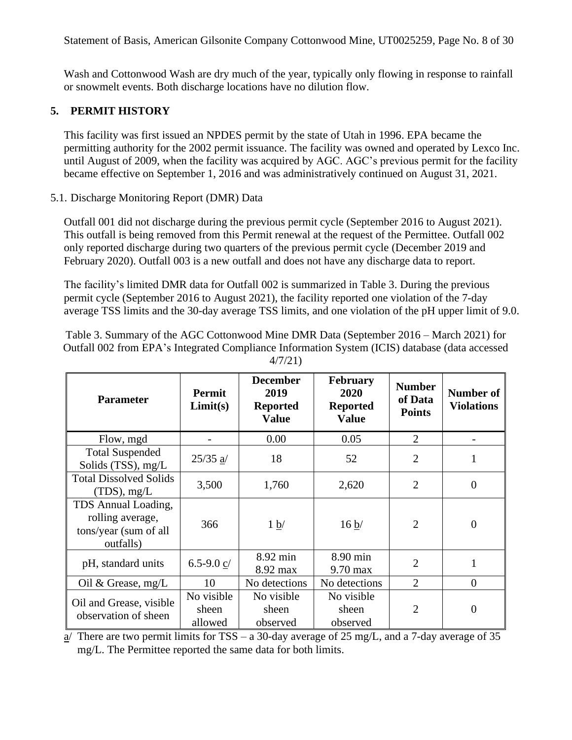Wash and Cottonwood Wash are dry much of the year, typically only flowing in response to rainfall or snowmelt events. Both discharge locations have no dilution flow.

## 5. PERMIT HISTORY

This facility was first issued an NPDES permit by the state of Utah in 1996. EPA became the permitting authority for the 2002 permit issuance. The facility was owned and operated by Lexco Inc. until August of 2009, when the facility was acquired by AGC. AGC's previous permit for the facility became effective on September 1, 2016 and was administratively continued on August 31, 2021.

### 5.1. Discharge Monitoring Report (DMR) Data

Outfall 001 did not discharge during the previous permit cycle (September 2016 to August 2021). This outfall is being removed from this Permit renewal at the request of the Permittee. Outfall 002 only reported discharge during two quarters of the previous permit cycle (December 2019 and February 2020). Outfall 003 is a new outfall and does not have any discharge data to report.

The facility's limited DMR data for Outfall 002 is summarized in Table 3. During the previous permit cycle (September 2016 to August 2021), the facility reported one violation of the 7-day average TSS limits and the 30-day average TSS limits, and one violation of the pH upper limit of 9.0.

Table 3. Summary of the AGC Cottonwood Mine DMR Data (September 2016 – March 2021) for Outfall 002 from EPA's Integrated Compliance Information System (ICIS) database (data accessed 4/7/21)

| Parameter | Permit Limit(s) | December 2019 Reported Value | February 2020 Reported Value | Number of Data Points | Number of Violations |
|---|---|---|---|---|---|
| Flow, mgd | - | 0.00 | 0.05 | 2 | - |
| Total Suspended Solids (TSS), mg/L | 25/35 a/ | 18 | 52 | 2 | 1 |
| Total Dissolved Solids (TDS), mg/L | 3,500 | 1,760 | 2,620 | 2 | 0 |
| TDS Annual Loading, rolling average, tons/year (sum of all outfalls) | 366 | 1 b/ | 16 b/ | 2 | 0 |
| pH, standard units | 6.5-9.0 c/ | 8.92 min 8.92 max | 8.90 min 9.70 max | 2 | 1 |
| Oil & Grease, mg/L | 10 | No detections | No detections | 2 | 0 |
| Oil and Grease, visible observation of sheen | No visible sheen allowed | No visible sheen observed | No visible sheen observed | 2 | 0 |

a/ There are two permit limits for TSS – a 30-day average of 25 mg/L, and a 7-day average of 35 mg/L. The Permittee reported the same data for both limits.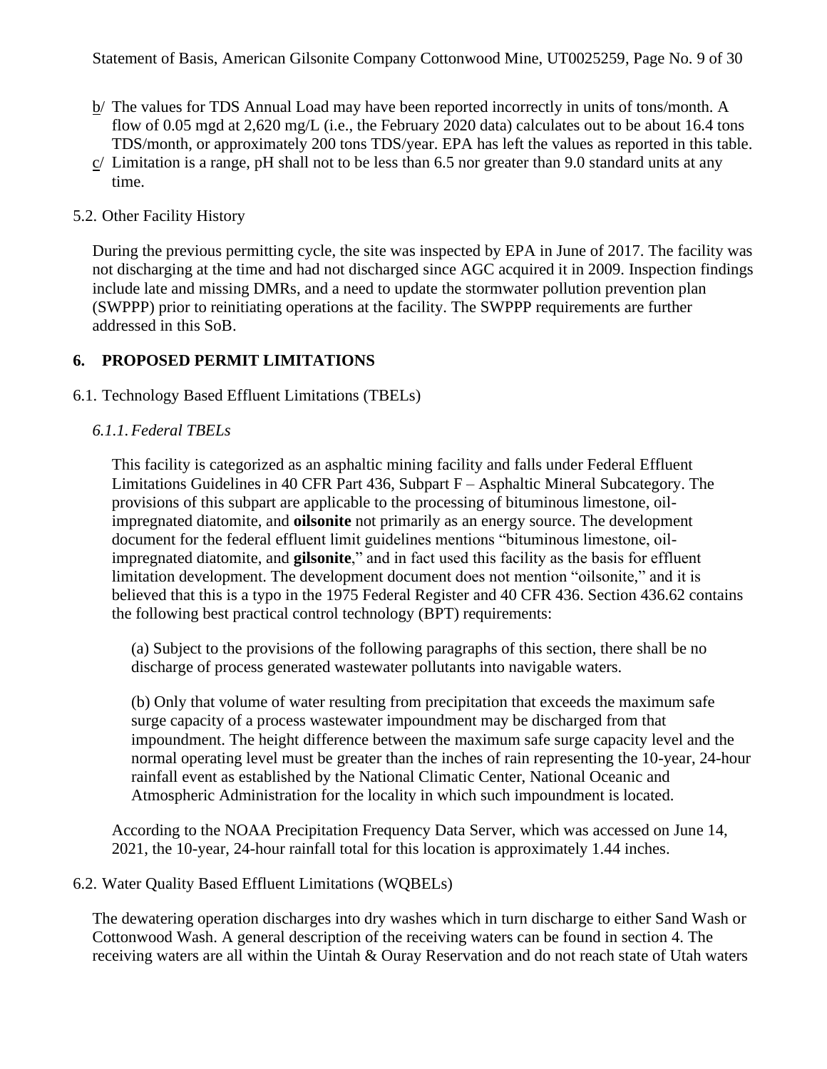b/ The values for TDS Annual Load may have been reported incorrectly in units of tons/month. A flow of 0.05 mgd at 2,620 mg/L (i.e., the February 2020 data) calculates out to be about 16.4 tons TDS/month, or approximately 200 tons TDS/year. EPA has left the values as reported in this table.

c/ Limitation is a range, pH shall not to be less than 6.5 nor greater than 9.0 standard units at any time.

5.2. Other Facility History

During the previous permitting cycle, the site was inspected by EPA in June of 2017. The facility was not discharging at the time and had not discharged since AGC acquired it in 2009. Inspection findings include late and missing DMRs, and a need to update the stormwater pollution prevention plan (SWPPP) prior to reinitiating operations at the facility. The SWPPP requirements are further addressed in this SoB.

## 6. PROPOSED PERMIT LIMITATIONS

### 6.1. Technology Based Effluent Limitations (TBELs)

#### *6.1.1. Federal TBELs*

This facility is categorized as an asphaltic mining facility and falls under Federal Effluent Limitations Guidelines in 40 CFR Part 436, Subpart F – Asphaltic Mineral Subcategory. The provisions of this subpart are applicable to the processing of bituminous limestone, oil-impregnated diatomite, and **oilsonite** not primarily as an energy source. The development document for the federal effluent limit guidelines mentions "bituminous limestone, oil-impregnated diatomite, and **gilsonite**," and in fact used this facility as the basis for effluent limitation development. The development document does not mention "oilsonite," and it is believed that this is a typo in the 1975 Federal Register and 40 CFR 436. Section 436.62 contains the following best practical control technology (BPT) requirements:

> (a) Subject to the provisions of the following paragraphs of this section, there shall be no discharge of process generated wastewater pollutants into navigable waters.
>
> (b) Only that volume of water resulting from precipitation that exceeds the maximum safe surge capacity of a process wastewater impoundment may be discharged from that impoundment. The height difference between the maximum safe surge capacity level and the normal operating level must be greater than the inches of rain representing the 10-year, 24-hour rainfall event as established by the National Climatic Center, National Oceanic and Atmospheric Administration for the locality in which such impoundment is located.

According to the NOAA Precipitation Frequency Data Server, which was accessed on June 14, 2021, the 10-year, 24-hour rainfall total for this location is approximately 1.44 inches.

### 6.2. Water Quality Based Effluent Limitations (WQBELs)

The dewatering operation discharges into dry washes which in turn discharge to either Sand Wash or Cottonwood Wash. A general description of the receiving waters can be found in section 4. The receiving waters are all within the Uintah & Ouray Reservation and do not reach state of Utah waters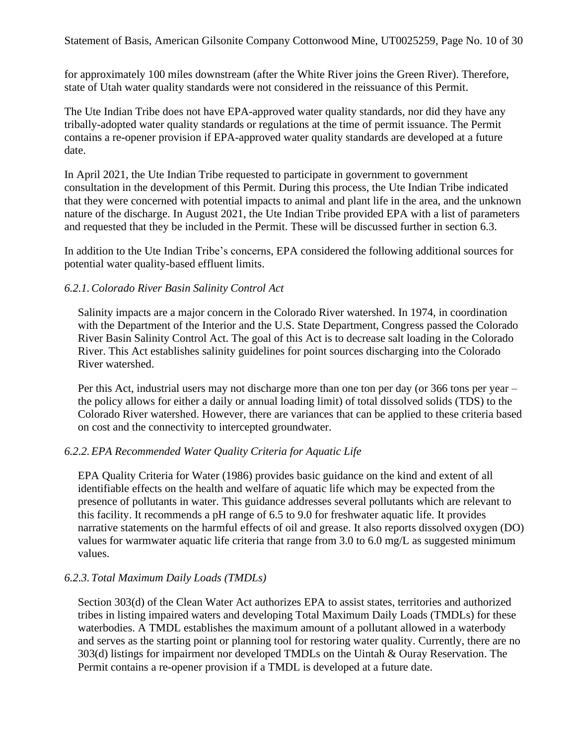for approximately 100 miles downstream (after the White River joins the Green River). Therefore, state of Utah water quality standards were not considered in the reissuance of this Permit.

The Ute Indian Tribe does not have EPA-approved water quality standards, nor did they have any tribally-adopted water quality standards or regulations at the time of permit issuance. The Permit contains a re-opener provision if EPA-approved water quality standards are developed at a future date.

In April 2021, the Ute Indian Tribe requested to participate in government to government consultation in the development of this Permit. During this process, the Ute Indian Tribe indicated that they were concerned with potential impacts to animal and plant life in the area, and the unknown nature of the discharge. In August 2021, the Ute Indian Tribe provided EPA with a list of parameters and requested that they be included in the Permit. These will be discussed further in section 6.3.

In addition to the Ute Indian Tribe's concerns, EPA considered the following additional sources for potential water quality-based effluent limits.

### *6.2.1. Colorado River Basin Salinity Control Act*

Salinity impacts are a major concern in the Colorado River watershed. In 1974, in coordination with the Department of the Interior and the U.S. State Department, Congress passed the Colorado River Basin Salinity Control Act. The goal of this Act is to decrease salt loading in the Colorado River. This Act establishes salinity guidelines for point sources discharging into the Colorado River watershed.

Per this Act, industrial users may not discharge more than one ton per day (or 366 tons per year – the policy allows for either a daily or annual loading limit) of total dissolved solids (TDS) to the Colorado River watershed. However, there are variances that can be applied to these criteria based on cost and the connectivity to intercepted groundwater.

### *6.2.2. EPA Recommended Water Quality Criteria for Aquatic Life*

EPA Quality Criteria for Water (1986) provides basic guidance on the kind and extent of all identifiable effects on the health and welfare of aquatic life which may be expected from the presence of pollutants in water. This guidance addresses several pollutants which are relevant to this facility. It recommends a pH range of 6.5 to 9.0 for freshwater aquatic life. It provides narrative statements on the harmful effects of oil and grease. It also reports dissolved oxygen (DO) values for warmwater aquatic life criteria that range from 3.0 to 6.0 mg/L as suggested minimum values.

### *6.2.3. Total Maximum Daily Loads (TMDLs)*

Section 303(d) of the Clean Water Act authorizes EPA to assist states, territories and authorized tribes in listing impaired waters and developing Total Maximum Daily Loads (TMDLs) for these waterbodies. A TMDL establishes the maximum amount of a pollutant allowed in a waterbody and serves as the starting point or planning tool for restoring water quality. Currently, there are no 303(d) listings for impairment nor developed TMDLs on the Uintah & Ouray Reservation. The Permit contains a re-opener provision if a TMDL is developed at a future date.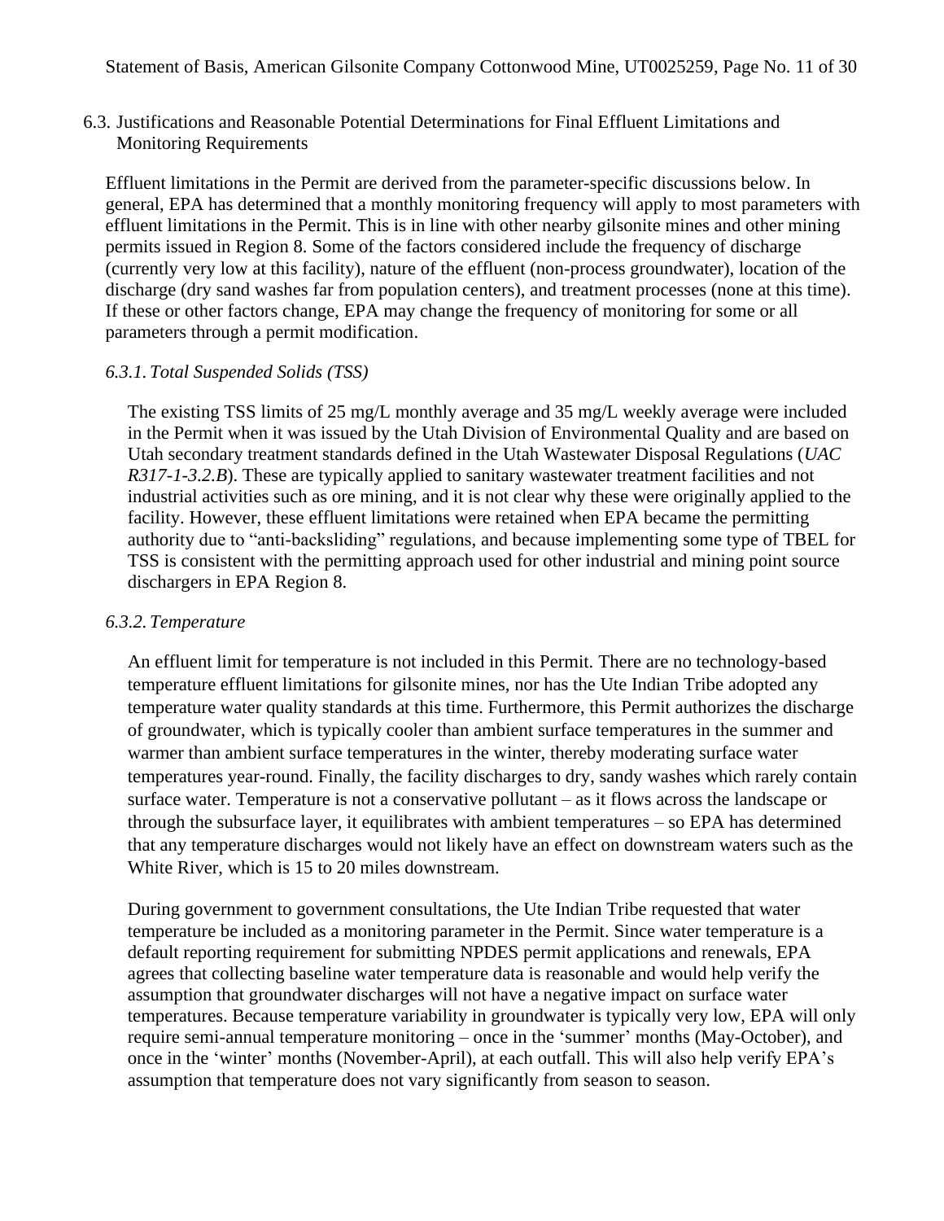### 6.3. Justifications and Reasonable Potential Determinations for Final Effluent Limitations and Monitoring Requirements

Effluent limitations in the Permit are derived from the parameter-specific discussions below. In general, EPA has determined that a monthly monitoring frequency will apply to most parameters with effluent limitations in the Permit. This is in line with other nearby gilsonite mines and other mining permits issued in Region 8. Some of the factors considered include the frequency of discharge (currently very low at this facility), nature of the effluent (non-process groundwater), location of the discharge (dry sand washes far from population centers), and treatment processes (none at this time). If these or other factors change, EPA may change the frequency of monitoring for some or all parameters through a permit modification.

#### *6.3.1. Total Suspended Solids (TSS)*

The existing TSS limits of 25 mg/L monthly average and 35 mg/L weekly average were included in the Permit when it was issued by the Utah Division of Environmental Quality and are based on Utah secondary treatment standards defined in the Utah Wastewater Disposal Regulations (*UAC R317-1-3.2.B*). These are typically applied to sanitary wastewater treatment facilities and not industrial activities such as ore mining, and it is not clear why these were originally applied to the facility. However, these effluent limitations were retained when EPA became the permitting authority due to "anti-backsliding" regulations, and because implementing some type of TBEL for TSS is consistent with the permitting approach used for other industrial and mining point source dischargers in EPA Region 8.

#### *6.3.2. Temperature*

An effluent limit for temperature is not included in this Permit. There are no technology-based temperature effluent limitations for gilsonite mines, nor has the Ute Indian Tribe adopted any temperature water quality standards at this time. Furthermore, this Permit authorizes the discharge of groundwater, which is typically cooler than ambient surface temperatures in the summer and warmer than ambient surface temperatures in the winter, thereby moderating surface water temperatures year-round. Finally, the facility discharges to dry, sandy washes which rarely contain surface water. Temperature is not a conservative pollutant – as it flows across the landscape or through the subsurface layer, it equilibrates with ambient temperatures – so EPA has determined that any temperature discharges would not likely have an effect on downstream waters such as the White River, which is 15 to 20 miles downstream.

During government to government consultations, the Ute Indian Tribe requested that water temperature be included as a monitoring parameter in the Permit. Since water temperature is a default reporting requirement for submitting NPDES permit applications and renewals, EPA agrees that collecting baseline water temperature data is reasonable and would help verify the assumption that groundwater discharges will not have a negative impact on surface water temperatures. Because temperature variability in groundwater is typically very low, EPA will only require semi-annual temperature monitoring – once in the 'summer' months (May-October), and once in the 'winter' months (November-April), at each outfall. This will also help verify EPA's assumption that temperature does not vary significantly from season to season.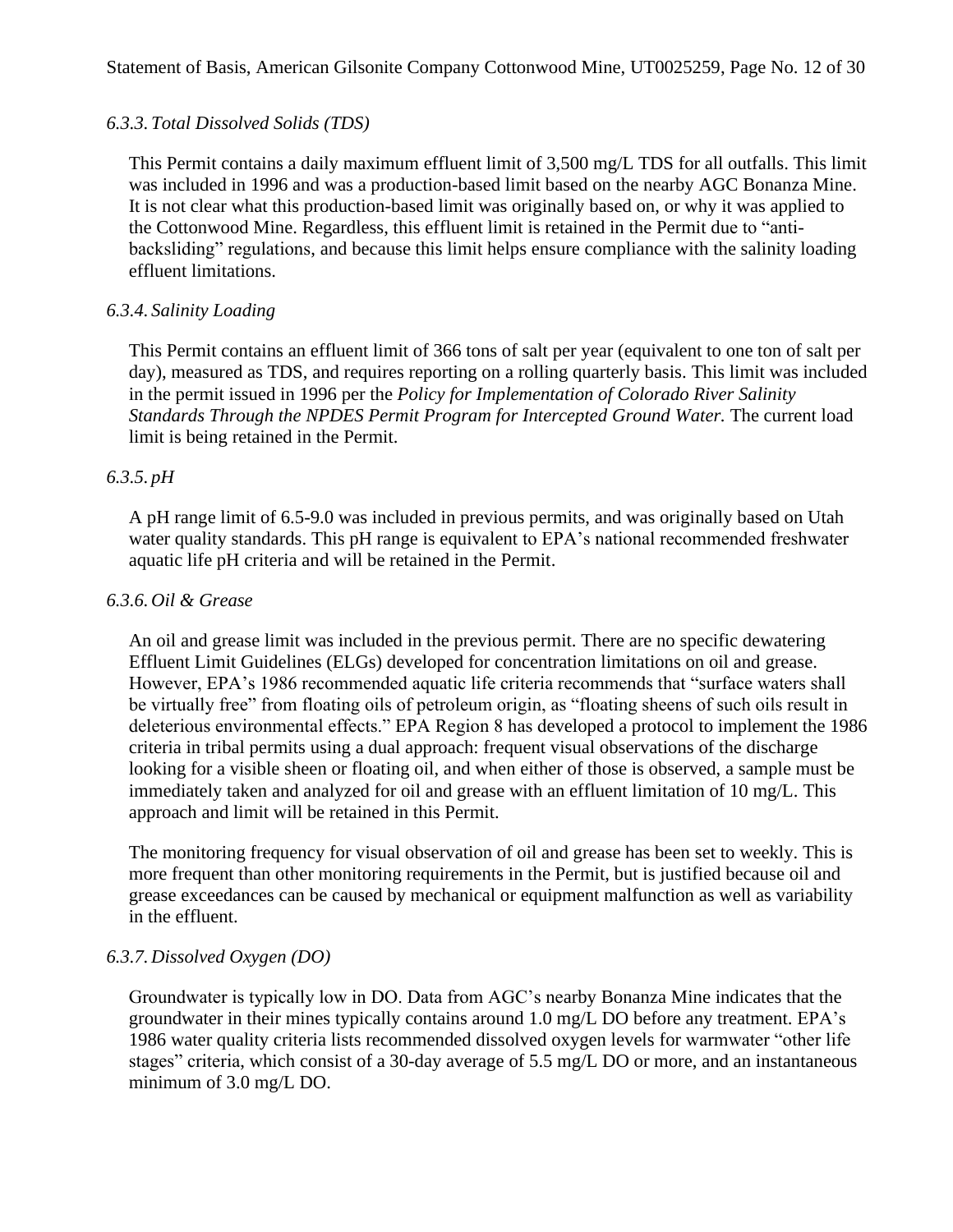### *6.3.3. Total Dissolved Solids (TDS)*

This Permit contains a daily maximum effluent limit of 3,500 mg/L TDS for all outfalls. This limit was included in 1996 and was a production-based limit based on the nearby AGC Bonanza Mine. It is not clear what this production-based limit was originally based on, or why it was applied to the Cottonwood Mine. Regardless, this effluent limit is retained in the Permit due to "anti-backsliding" regulations, and because this limit helps ensure compliance with the salinity loading effluent limitations.

### *6.3.4. Salinity Loading*

This Permit contains an effluent limit of 366 tons of salt per year (equivalent to one ton of salt per day), measured as TDS, and requires reporting on a rolling quarterly basis. This limit was included in the permit issued in 1996 per the *Policy for Implementation of Colorado River Salinity Standards Through the NPDES Permit Program for Intercepted Ground Water.* The current load limit is being retained in the Permit.

### *6.3.5. pH*

A pH range limit of 6.5-9.0 was included in previous permits, and was originally based on Utah water quality standards. This pH range is equivalent to EPA's national recommended freshwater aquatic life pH criteria and will be retained in the Permit.

### *6.3.6. Oil & Grease*

An oil and grease limit was included in the previous permit. There are no specific dewatering Effluent Limit Guidelines (ELGs) developed for concentration limitations on oil and grease. However, EPA's 1986 recommended aquatic life criteria recommends that "surface waters shall be virtually free" from floating oils of petroleum origin, as "floating sheens of such oils result in deleterious environmental effects." EPA Region 8 has developed a protocol to implement the 1986 criteria in tribal permits using a dual approach: frequent visual observations of the discharge looking for a visible sheen or floating oil, and when either of those is observed, a sample must be immediately taken and analyzed for oil and grease with an effluent limitation of 10 mg/L. This approach and limit will be retained in this Permit.

The monitoring frequency for visual observation of oil and grease has been set to weekly. This is more frequent than other monitoring requirements in the Permit, but is justified because oil and grease exceedances can be caused by mechanical or equipment malfunction as well as variability in the effluent.

### *6.3.7. Dissolved Oxygen (DO)*

Groundwater is typically low in DO. Data from AGC's nearby Bonanza Mine indicates that the groundwater in their mines typically contains around 1.0 mg/L DO before any treatment. EPA's 1986 water quality criteria lists recommended dissolved oxygen levels for warmwater "other life stages" criteria, which consist of a 30-day average of 5.5 mg/L DO or more, and an instantaneous minimum of 3.0 mg/L DO.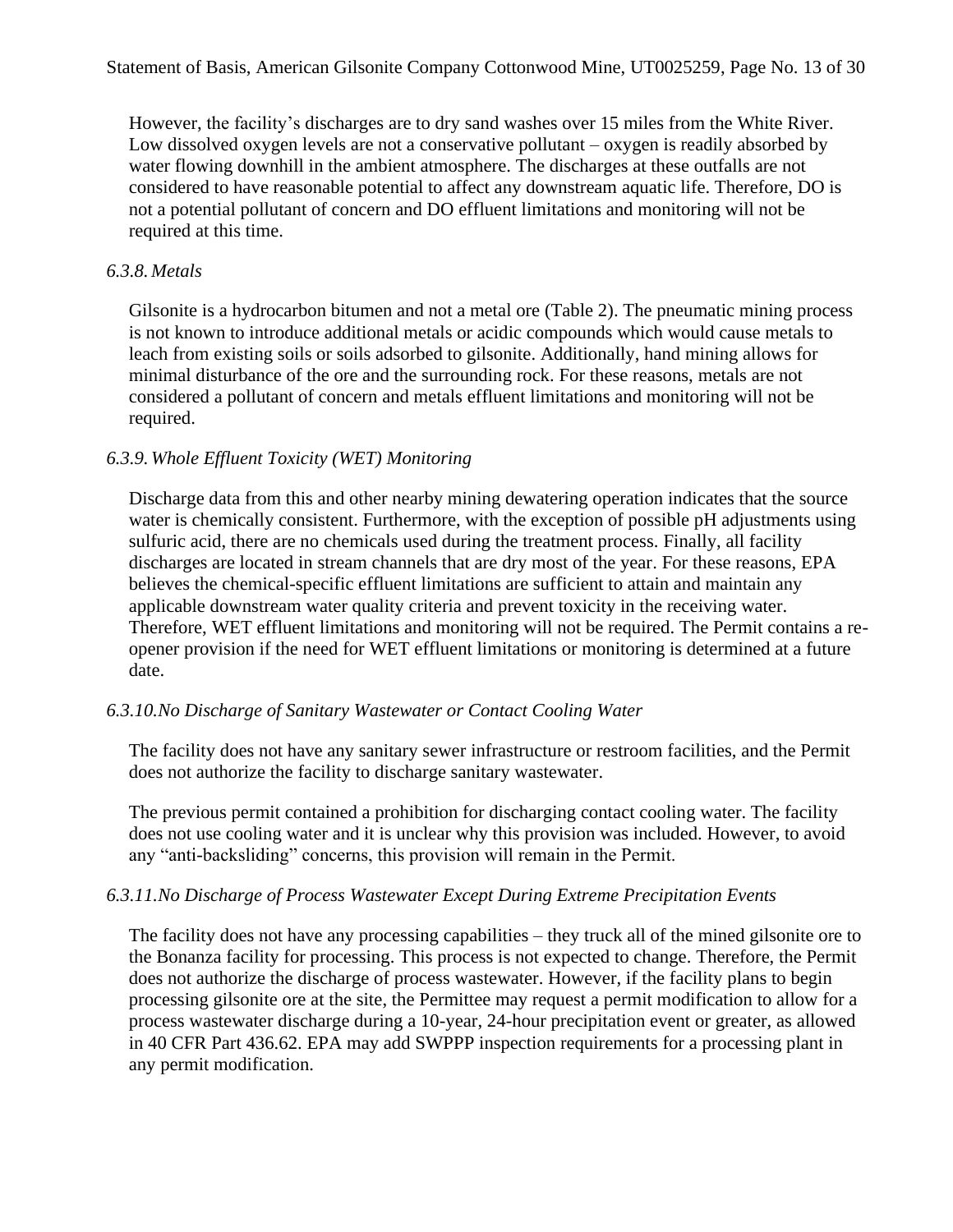However, the facility's discharges are to dry sand washes over 15 miles from the White River. Low dissolved oxygen levels are not a conservative pollutant – oxygen is readily absorbed by water flowing downhill in the ambient atmosphere. The discharges at these outfalls are not considered to have reasonable potential to affect any downstream aquatic life. Therefore, DO is not a potential pollutant of concern and DO effluent limitations and monitoring will not be required at this time.

#### *6.3.8. Metals*

Gilsonite is a hydrocarbon bitumen and not a metal ore (Table 2). The pneumatic mining process is not known to introduce additional metals or acidic compounds which would cause metals to leach from existing soils or soils adsorbed to gilsonite. Additionally, hand mining allows for minimal disturbance of the ore and the surrounding rock. For these reasons, metals are not considered a pollutant of concern and metals effluent limitations and monitoring will not be required.

#### *6.3.9. Whole Effluent Toxicity (WET) Monitoring*

Discharge data from this and other nearby mining dewatering operation indicates that the source water is chemically consistent. Furthermore, with the exception of possible pH adjustments using sulfuric acid, there are no chemicals used during the treatment process. Finally, all facility discharges are located in stream channels that are dry most of the year. For these reasons, EPA believes the chemical-specific effluent limitations are sufficient to attain and maintain any applicable downstream water quality criteria and prevent toxicity in the receiving water. Therefore, WET effluent limitations and monitoring will not be required. The Permit contains a re-opener provision if the need for WET effluent limitations or monitoring is determined at a future date.

#### *6.3.10. No Discharge of Sanitary Wastewater or Contact Cooling Water*

The facility does not have any sanitary sewer infrastructure or restroom facilities, and the Permit does not authorize the facility to discharge sanitary wastewater.

The previous permit contained a prohibition for discharging contact cooling water. The facility does not use cooling water and it is unclear why this provision was included. However, to avoid any "anti-backsliding" concerns, this provision will remain in the Permit.

#### *6.3.11. No Discharge of Process Wastewater Except During Extreme Precipitation Events*

The facility does not have any processing capabilities – they truck all of the mined gilsonite ore to the Bonanza facility for processing. This process is not expected to change. Therefore, the Permit does not authorize the discharge of process wastewater. However, if the facility plans to begin processing gilsonite ore at the site, the Permittee may request a permit modification to allow for a process wastewater discharge during a 10-year, 24-hour precipitation event or greater, as allowed in 40 CFR Part 436.62. EPA may add SWPPP inspection requirements for a processing plant in any permit modification.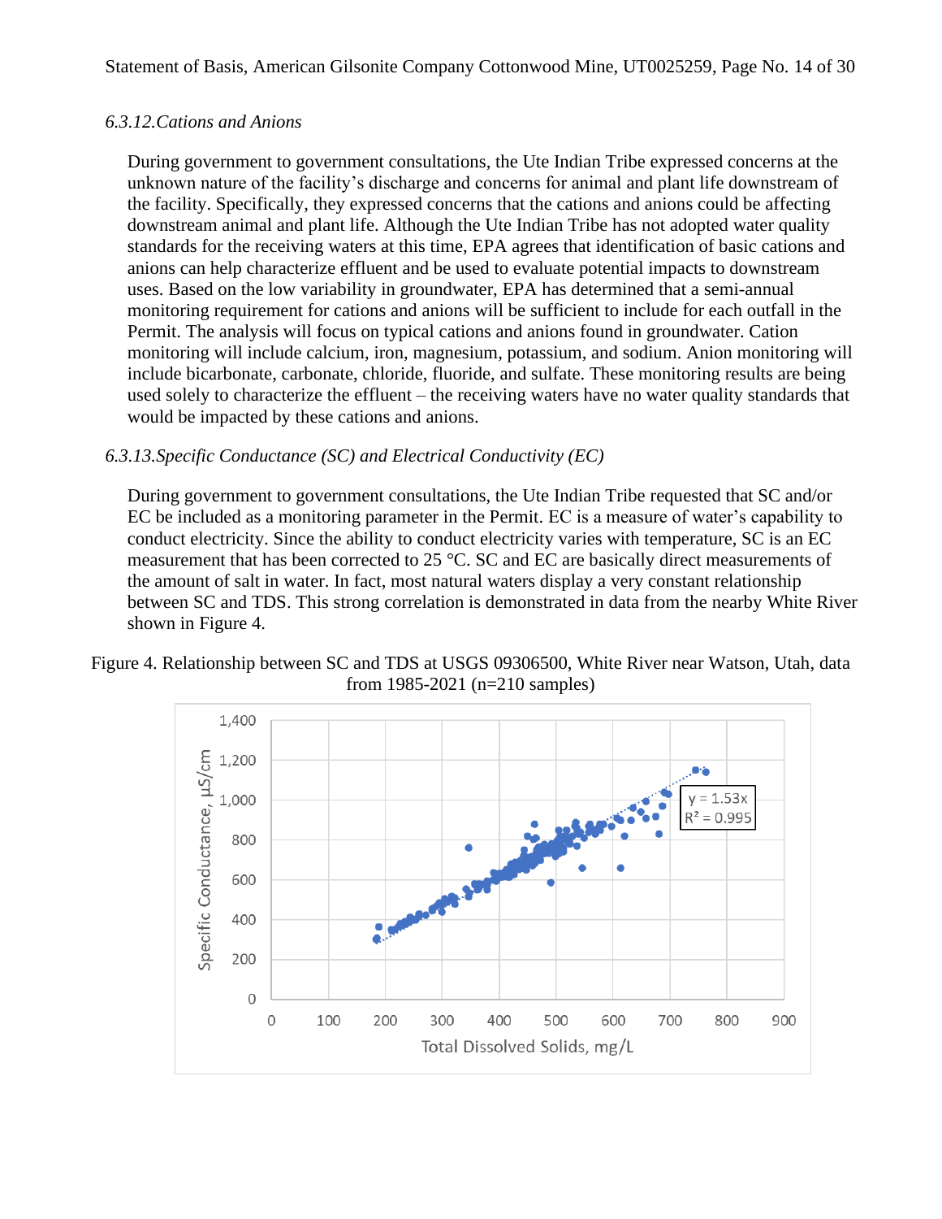### 6.3.12. Cations and Anions

During government to government consultations, the Ute Indian Tribe expressed concerns at the unknown nature of the facility's discharge and concerns for animal and plant life downstream of the facility. Specifically, they expressed concerns that the cations and anions could be affecting downstream animal and plant life. Although the Ute Indian Tribe has not adopted water quality standards for the receiving waters at this time, EPA agrees that identification of basic cations and anions can help characterize effluent and be used to evaluate potential impacts to downstream uses. Based on the low variability in groundwater, EPA has determined that a semi-annual monitoring requirement for cations and anions will be sufficient to include for each outfall in the Permit. The analysis will focus on typical cations and anions found in groundwater. Cation monitoring will include calcium, iron, magnesium, potassium, and sodium. Anion monitoring will include bicarbonate, carbonate, chloride, fluoride, and sulfate. These monitoring results are being used solely to characterize the effluent – the receiving waters have no water quality standards that would be impacted by these cations and anions.

### 6.3.13. Specific Conductance (SC) and Electrical Conductivity (EC)

During government to government consultations, the Ute Indian Tribe requested that SC and/or EC be included as a monitoring parameter in the Permit. EC is a measure of water's capability to conduct electricity. Since the ability to conduct electricity varies with temperature, SC is an EC measurement that has been corrected to 25 °C. SC and EC are basically direct measurements of the amount of salt in water. In fact, most natural waters display a very constant relationship between SC and TDS. This strong correlation is demonstrated in data from the nearby White River shown in Figure 4.

Figure 4. Relationship between SC and TDS at USGS 09306500, White River near Watson, Utah, data from 1985-2021 (n=210 samples)

$y = 1.53x$
$R^2 = 0.995$

Specific Conductance, µS/cm

Total Dissolved Solids, mg/L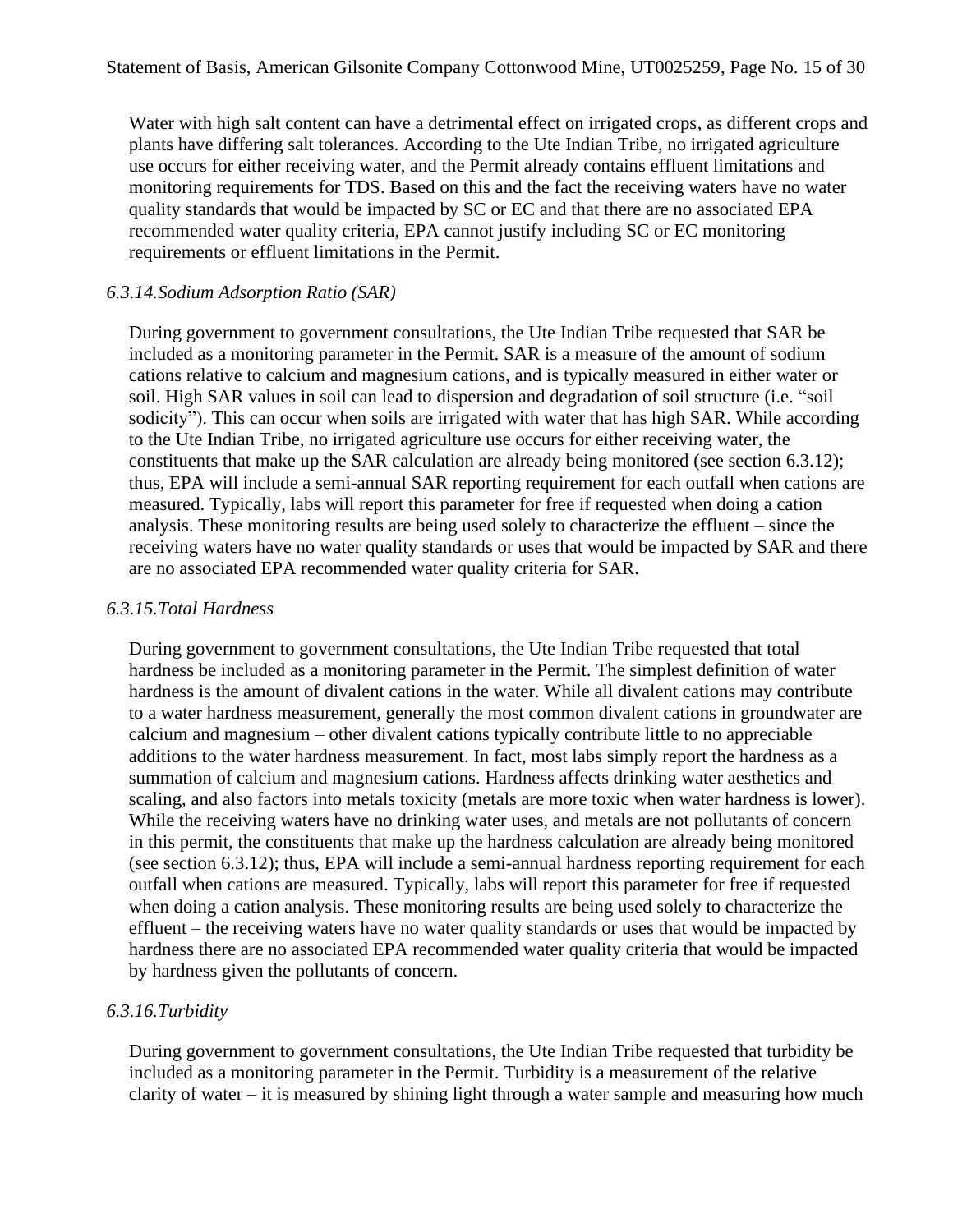Water with high salt content can have a detrimental effect on irrigated crops, as different crops and plants have differing salt tolerances. According to the Ute Indian Tribe, no irrigated agriculture use occurs for either receiving water, and the Permit already contains effluent limitations and monitoring requirements for TDS. Based on this and the fact the receiving waters have no water quality standards that would be impacted by SC or EC and that there are no associated EPA recommended water quality criteria, EPA cannot justify including SC or EC monitoring requirements or effluent limitations in the Permit.

### *6.3.14.Sodium Adsorption Ratio (SAR)*

During government to government consultations, the Ute Indian Tribe requested that SAR be included as a monitoring parameter in the Permit. SAR is a measure of the amount of sodium cations relative to calcium and magnesium cations, and is typically measured in either water or soil. High SAR values in soil can lead to dispersion and degradation of soil structure (i.e. "soil sodicity"). This can occur when soils are irrigated with water that has high SAR. While according to the Ute Indian Tribe, no irrigated agriculture use occurs for either receiving water, the constituents that make up the SAR calculation are already being monitored (see section 6.3.12); thus, EPA will include a semi-annual SAR reporting requirement for each outfall when cations are measured. Typically, labs will report this parameter for free if requested when doing a cation analysis. These monitoring results are being used solely to characterize the effluent – since the receiving waters have no water quality standards or uses that would be impacted by SAR and there are no associated EPA recommended water quality criteria for SAR.

### *6.3.15.Total Hardness*

During government to government consultations, the Ute Indian Tribe requested that total hardness be included as a monitoring parameter in the Permit. The simplest definition of water hardness is the amount of divalent cations in the water. While all divalent cations may contribute to a water hardness measurement, generally the most common divalent cations in groundwater are calcium and magnesium – other divalent cations typically contribute little to no appreciable additions to the water hardness measurement. In fact, most labs simply report the hardness as a summation of calcium and magnesium cations. Hardness affects drinking water aesthetics and scaling, and also factors into metals toxicity (metals are more toxic when water hardness is lower). While the receiving waters have no drinking water uses, and metals are not pollutants of concern in this permit, the constituents that make up the hardness calculation are already being monitored (see section 6.3.12); thus, EPA will include a semi-annual hardness reporting requirement for each outfall when cations are measured. Typically, labs will report this parameter for free if requested when doing a cation analysis. These monitoring results are being used solely to characterize the effluent – the receiving waters have no water quality standards or uses that would be impacted by hardness there are no associated EPA recommended water quality criteria that would be impacted by hardness given the pollutants of concern.

### *6.3.16.Turbidity*

During government to government consultations, the Ute Indian Tribe requested that turbidity be included as a monitoring parameter in the Permit. Turbidity is a measurement of the relative clarity of water – it is measured by shining light through a water sample and measuring how much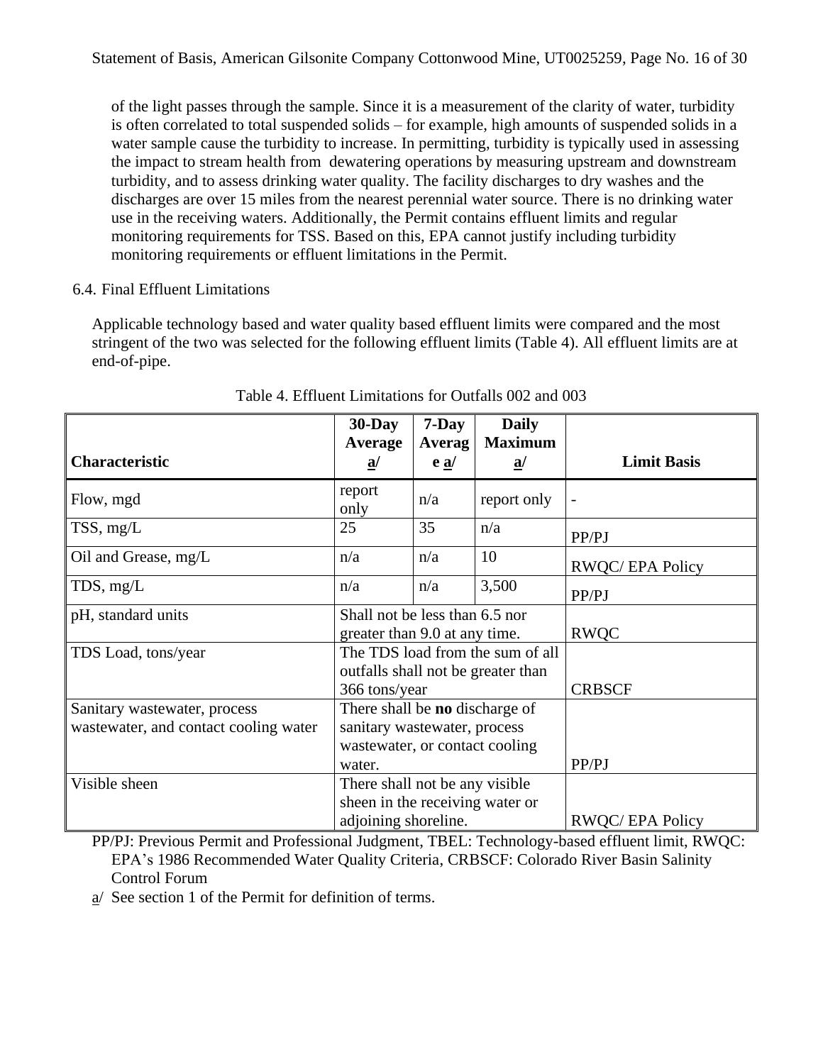of the light passes through the sample. Since it is a measurement of the clarity of water, turbidity is often correlated to total suspended solids – for example, high amounts of suspended solids in a water sample cause the turbidity to increase. In permitting, turbidity is typically used in assessing the impact to stream health from dewatering operations by measuring upstream and downstream turbidity, and to assess drinking water quality. The facility discharges to dry washes and the discharges are over 15 miles from the nearest perennial water source. There is no drinking water use in the receiving waters. Additionally, the Permit contains effluent limits and regular monitoring requirements for TSS. Based on this, EPA cannot justify including turbidity monitoring requirements or effluent limitations in the Permit.

## 6.4. Final Effluent Limitations

Applicable technology based and water quality based effluent limits were compared and the most stringent of the two was selected for the following effluent limits (Table 4). All effluent limits are at end-of-pipe.

Table 4. Effluent Limitations for Outfalls 002 and 003

| Characteristic | 30-Day Average a/ | 7-Day Average a/ | Daily Maximum a/ | Limit Basis |
|---|---|---|---|---|
| Flow, mgd | report only | n/a | report only | - |
| TSS, mg/L | 25 | 35 | n/a | PP/PJ |
| Oil and Grease, mg/L | n/a | n/a | 10 | RWQC/ EPA Policy |
| TDS, mg/L | n/a | n/a | 3,500 | PP/PJ |
| pH, standard units | Shall not be less than 6.5 nor greater than 9.0 at any time. | | | RWQC |
| TDS Load, tons/year | The TDS load from the sum of all outfalls shall not be greater than 366 tons/year | | | CRBSCF |
| Sanitary wastewater, process wastewater, and contact cooling water | There shall be **no** discharge of sanitary wastewater, process wastewater, or contact cooling water. | | | PP/PJ |
| Visible sheen | There shall not be any visible sheen in the receiving water or adjoining shoreline. | | | RWQC/ EPA Policy |

PP/PJ: Previous Permit and Professional Judgment, TBEL: Technology-based effluent limit, RWQC: EPA's 1986 Recommended Water Quality Criteria, CRBSCF: Colorado River Basin Salinity Control Forum

a/ See section 1 of the Permit for definition of terms.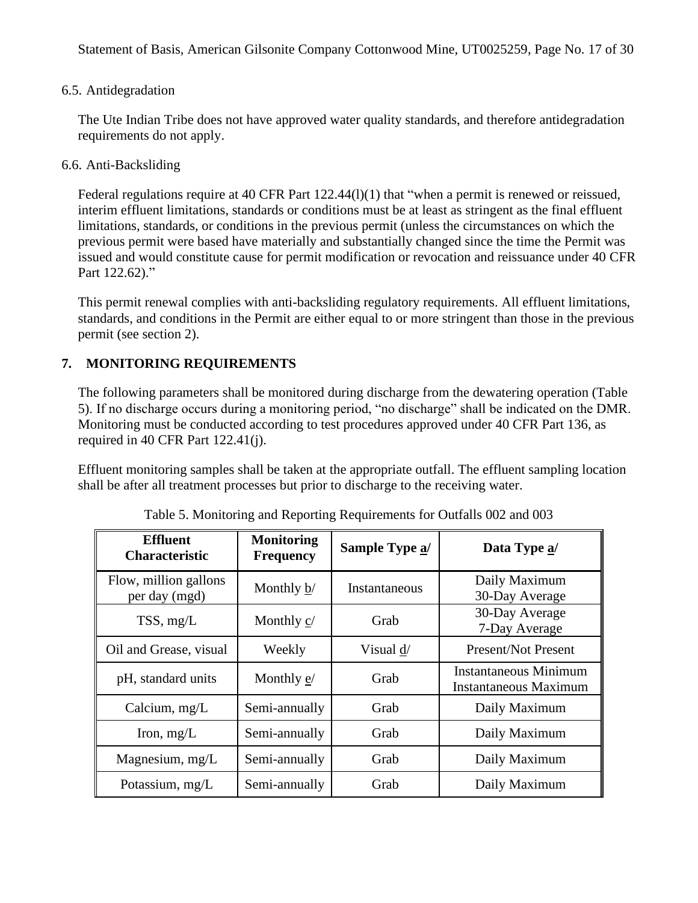### 6.5. Antidegradation

The Ute Indian Tribe does not have approved water quality standards, and therefore antidegradation requirements do not apply.

### 6.6. Anti-Backsliding

Federal regulations require at 40 CFR Part 122.44(l)(1) that "when a permit is renewed or reissued, interim effluent limitations, standards or conditions must be at least as stringent as the final effluent limitations, standards, or conditions in the previous permit (unless the circumstances on which the previous permit were based have materially and substantially changed since the time the Permit was issued and would constitute cause for permit modification or revocation and reissuance under 40 CFR Part 122.62)."

This permit renewal complies with anti-backsliding regulatory requirements. All effluent limitations, standards, and conditions in the Permit are either equal to or more stringent than those in the previous permit (see section 2).

## 7. MONITORING REQUIREMENTS

The following parameters shall be monitored during discharge from the dewatering operation (Table 5). If no discharge occurs during a monitoring period, "no discharge" shall be indicated on the DMR. Monitoring must be conducted according to test procedures approved under 40 CFR Part 136, as required in 40 CFR Part 122.41(j).

Effluent monitoring samples shall be taken at the appropriate outfall. The effluent sampling location shall be after all treatment processes but prior to discharge to the receiving water.

Table 5. Monitoring and Reporting Requirements for Outfalls 002 and 003

| Effluent Characteristic | Monitoring Frequency | Sample Type a/ | Data Type a/ |
|---|---|---|---|
| Flow, million gallons per day (mgd) | Monthly b/ | Instantaneous | Daily Maximum<br>30-Day Average |
| TSS, mg/L | Monthly c/ | Grab | 30-Day Average<br>7-Day Average |
| Oil and Grease, visual | Weekly | Visual d/ | Present/Not Present |
| pH, standard units | Monthly e/ | Grab | Instantaneous Minimum<br>Instantaneous Maximum |
| Calcium, mg/L | Semi-annually | Grab | Daily Maximum |
| Iron, mg/L | Semi-annually | Grab | Daily Maximum |
| Magnesium, mg/L | Semi-annually | Grab | Daily Maximum |
| Potassium, mg/L | Semi-annually | Grab | Daily Maximum |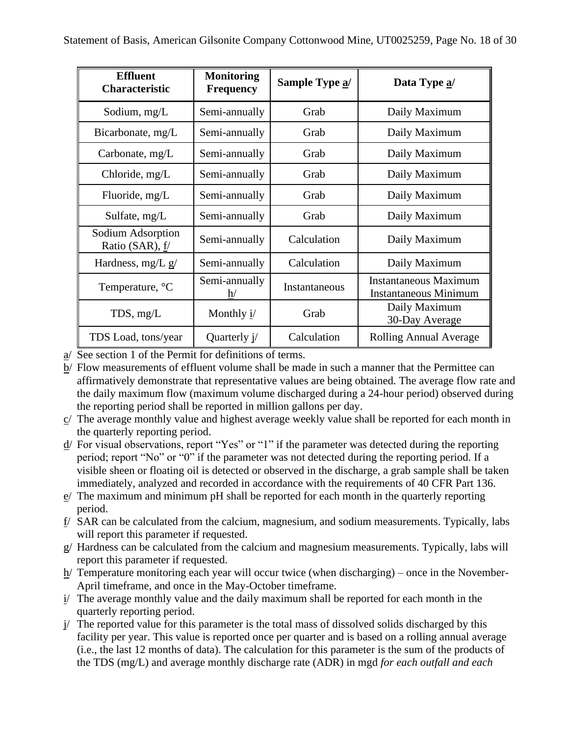| Effluent Characteristic | Monitoring Frequency | Sample Type a/ | Data Type a/ |
|---|---|---|---|
| Sodium, mg/L | Semi-annually | Grab | Daily Maximum |
| Bicarbonate, mg/L | Semi-annually | Grab | Daily Maximum |
| Carbonate, mg/L | Semi-annually | Grab | Daily Maximum |
| Chloride, mg/L | Semi-annually | Grab | Daily Maximum |
| Fluoride, mg/L | Semi-annually | Grab | Daily Maximum |
| Sulfate, mg/L | Semi-annually | Grab | Daily Maximum |
| Sodium Adsorption Ratio (SAR), f/ | Semi-annually | Calculation | Daily Maximum |
| Hardness, mg/L g/ | Semi-annually | Calculation | Daily Maximum |
| Temperature, °C | Semi-annually h/ | Instantaneous | Instantaneous Maximum Instantaneous Minimum |
| TDS, mg/L | Monthly i/ | Grab | Daily Maximum 30-Day Average |
| TDS Load, tons/year | Quarterly j/ | Calculation | Rolling Annual Average |

a/ See section 1 of the Permit for definitions of terms.

b/ Flow measurements of effluent volume shall be made in such a manner that the Permittee can affirmatively demonstrate that representative values are being obtained. The average flow rate and the daily maximum flow (maximum volume discharged during a 24-hour period) observed during the reporting period shall be reported in million gallons per day.

c/ The average monthly value and highest average weekly value shall be reported for each month in the quarterly reporting period.

d/ For visual observations, report "Yes" or "1" if the parameter was detected during the reporting period; report "No" or "0" if the parameter was not detected during the reporting period. If a visible sheen or floating oil is detected or observed in the discharge, a grab sample shall be taken immediately, analyzed and recorded in accordance with the requirements of 40 CFR Part 136.

e/ The maximum and minimum pH shall be reported for each month in the quarterly reporting period.

f/ SAR can be calculated from the calcium, magnesium, and sodium measurements. Typically, labs will report this parameter if requested.

g/ Hardness can be calculated from the calcium and magnesium measurements. Typically, labs will report this parameter if requested.

h/ Temperature monitoring each year will occur twice (when discharging) – once in the November-April timeframe, and once in the May-October timeframe.

i/ The average monthly value and the daily maximum shall be reported for each month in the quarterly reporting period.

j/ The reported value for this parameter is the total mass of dissolved solids discharged by this facility per year. This value is reported once per quarter and is based on a rolling annual average (i.e., the last 12 months of data). The calculation for this parameter is the sum of the products of the TDS (mg/L) and average monthly discharge rate (ADR) in mgd *for each outfall and each*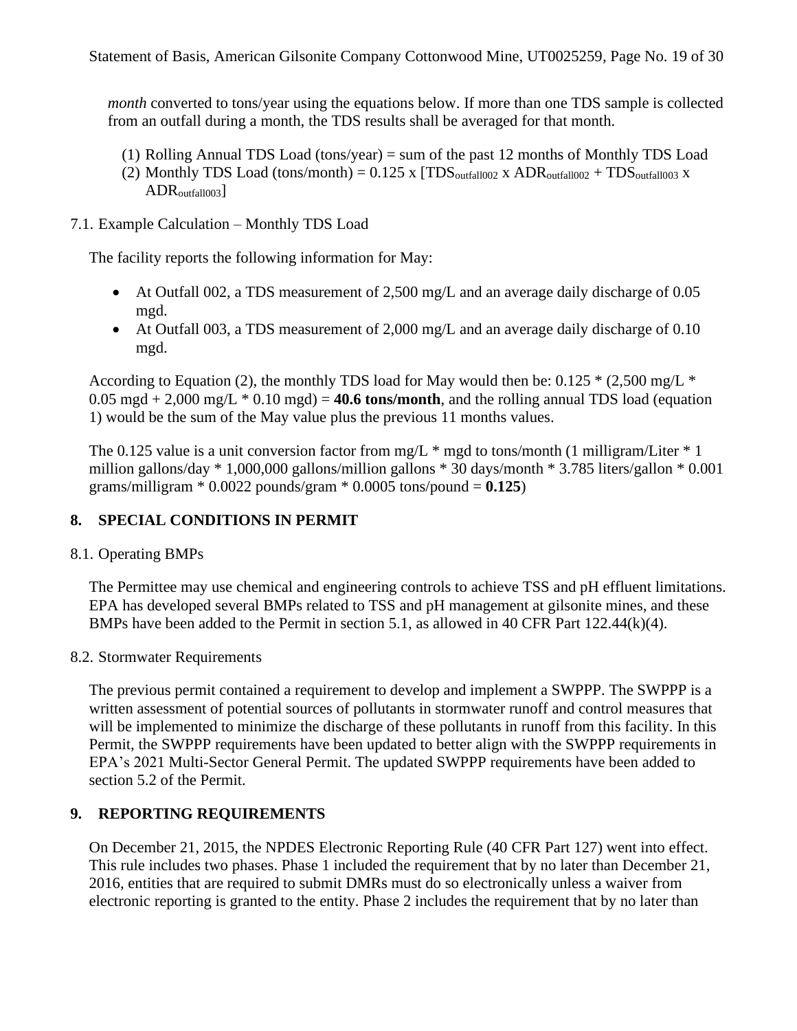*month* converted to tons/year using the equations below. If more than one TDS sample is collected from an outfall during a month, the TDS results shall be averaged for that month.

(1) Rolling Annual TDS Load (tons/year) = sum of the past 12 months of Monthly TDS Load
(2) Monthly TDS Load (tons/month) = 0.125 x [$TDS_{outfall002}$ x $ADR_{outfall002}$ + $TDS_{outfall003}$ x $ADR_{outfall003}$]

7.1. Example Calculation – Monthly TDS Load

The facility reports the following information for May:

- At Outfall 002, a TDS measurement of 2,500 mg/L and an average daily discharge of 0.05 mgd.
- At Outfall 003, a TDS measurement of 2,000 mg/L and an average daily discharge of 0.10 mgd.

According to Equation (2), the monthly TDS load for May would then be: 0.125 * (2,500 mg/L * 0.05 mgd + 2,000 mg/L * 0.10 mgd) = **40.6 tons/month**, and the rolling annual TDS load (equation 1) would be the sum of the May value plus the previous 11 months values.

The 0.125 value is a unit conversion factor from mg/L * mgd to tons/month (1 milligram/Liter * 1 million gallons/day * 1,000,000 gallons/million gallons * 30 days/month * 3.785 liters/gallon * 0.001 grams/milligram * 0.0022 pounds/gram * 0.0005 tons/pound = **0.125**)

## 8. SPECIAL CONDITIONS IN PERMIT

8.1. Operating BMPs

The Permittee may use chemical and engineering controls to achieve TSS and pH effluent limitations. EPA has developed several BMPs related to TSS and pH management at gilsonite mines, and these BMPs have been added to the Permit in section 5.1, as allowed in 40 CFR Part 122.44(k)(4).

8.2. Stormwater Requirements

The previous permit contained a requirement to develop and implement a SWPPP. The SWPPP is a written assessment of potential sources of pollutants in stormwater runoff and control measures that will be implemented to minimize the discharge of these pollutants in runoff from this facility. In this Permit, the SWPPP requirements have been updated to better align with the SWPPP requirements in EPA's 2021 Multi-Sector General Permit. The updated SWPPP requirements have been added to section 5.2 of the Permit.

## 9. REPORTING REQUIREMENTS

On December 21, 2015, the NPDES Electronic Reporting Rule (40 CFR Part 127) went into effect. This rule includes two phases. Phase 1 included the requirement that by no later than December 21, 2016, entities that are required to submit DMRs must do so electronically unless a waiver from electronic reporting is granted to the entity. Phase 2 includes the requirement that by no later than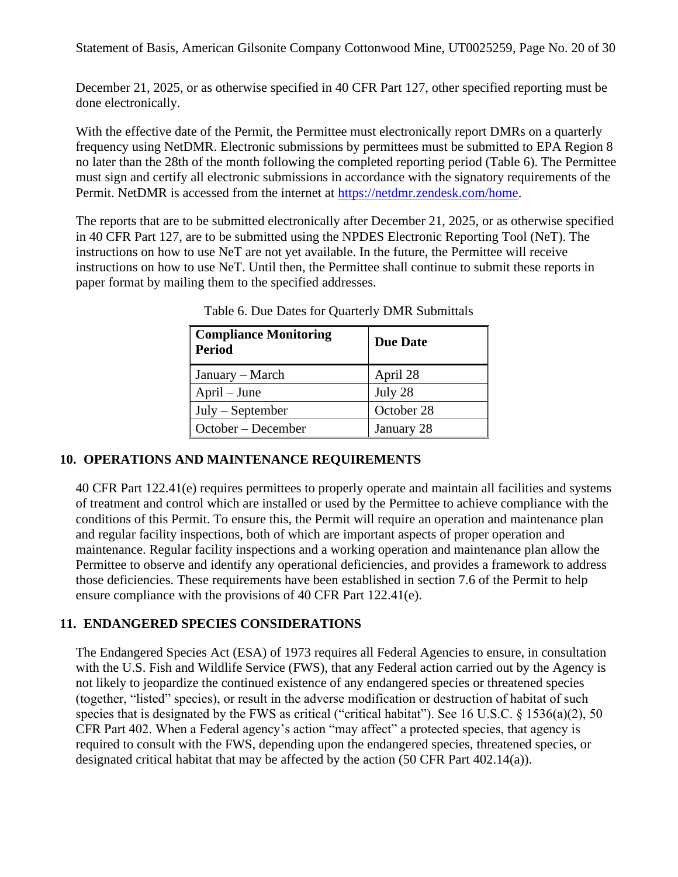December 21, 2025, or as otherwise specified in 40 CFR Part 127, other specified reporting must be done electronically.

With the effective date of the Permit, the Permittee must electronically report DMRs on a quarterly frequency using NetDMR. Electronic submissions by permittees must be submitted to EPA Region 8 no later than the 28th of the month following the completed reporting period (Table 6). The Permittee must sign and certify all electronic submissions in accordance with the signatory requirements of the Permit. NetDMR is accessed from the internet at https://netdmr.zendesk.com/home.

The reports that are to be submitted electronically after December 21, 2025, or as otherwise specified in 40 CFR Part 127, are to be submitted using the NPDES Electronic Reporting Tool (NeT). The instructions on how to use NeT are not yet available. In the future, the Permittee will receive instructions on how to use NeT. Until then, the Permittee shall continue to submit these reports in paper format by mailing them to the specified addresses.

Table 6. Due Dates for Quarterly DMR Submittals

| Compliance Monitoring Period | Due Date |
|---|---|
| January – March | April 28 |
| April – June | July 28 |
| July – September | October 28 |
| October – December | January 28 |

## 10. OPERATIONS AND MAINTENANCE REQUIREMENTS

40 CFR Part 122.41(e) requires permittees to properly operate and maintain all facilities and systems of treatment and control which are installed or used by the Permittee to achieve compliance with the conditions of this Permit. To ensure this, the Permit will require an operation and maintenance plan and regular facility inspections, both of which are important aspects of proper operation and maintenance. Regular facility inspections and a working operation and maintenance plan allow the Permittee to observe and identify any operational deficiencies, and provides a framework to address those deficiencies. These requirements have been established in section 7.6 of the Permit to help ensure compliance with the provisions of 40 CFR Part 122.41(e).

## 11. ENDANGERED SPECIES CONSIDERATIONS

The Endangered Species Act (ESA) of 1973 requires all Federal Agencies to ensure, in consultation with the U.S. Fish and Wildlife Service (FWS), that any Federal action carried out by the Agency is not likely to jeopardize the continued existence of any endangered species or threatened species (together, "listed" species), or result in the adverse modification or destruction of habitat of such species that is designated by the FWS as critical ("critical habitat"). See 16 U.S.C. § 1536(a)(2), 50 CFR Part 402. When a Federal agency's action "may affect" a protected species, that agency is required to consult with the FWS, depending upon the endangered species, threatened species, or designated critical habitat that may be affected by the action (50 CFR Part 402.14(a)).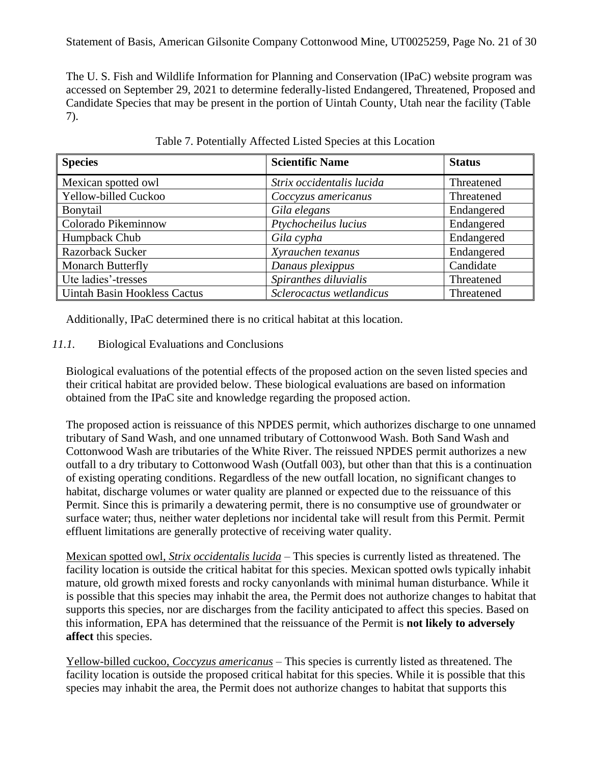The U. S. Fish and Wildlife Information for Planning and Conservation (IPaC) website program was accessed on September 29, 2021 to determine federally-listed Endangered, Threatened, Proposed and Candidate Species that may be present in the portion of Uintah County, Utah near the facility (Table 7).

Table 7. Potentially Affected Listed Species at this Location

| Species | Scientific Name | Status |
|---|---|---|
| Mexican spotted owl | *Strix occidentalis lucida* | Threatened |
| Yellow-billed Cuckoo | *Coccyzus americanus* | Threatened |
| Bonytail | *Gila elegans* | Endangered |
| Colorado Pikeminnow | *Ptychocheilus lucius* | Endangered |
| Humpback Chub | *Gila cypha* | Endangered |
| Razorback Sucker | *Xyrauchen texanus* | Endangered |
| Monarch Butterfly | *Danaus plexippus* | Candidate |
| Ute ladies'-tresses | *Spiranthes diluvialis* | Threatened |
| Uintah Basin Hookless Cactus | *Sclerocactus wetlandicus* | Threatened |

Additionally, IPaC determined there is no critical habitat at this location.

### *11.1.* Biological Evaluations and Conclusions

Biological evaluations of the potential effects of the proposed action on the seven listed species and their critical habitat are provided below. These biological evaluations are based on information obtained from the IPaC site and knowledge regarding the proposed action.

The proposed action is reissuance of this NPDES permit, which authorizes discharge to one unnamed tributary of Sand Wash, and one unnamed tributary of Cottonwood Wash. Both Sand Wash and Cottonwood Wash are tributaries of the White River. The reissued NPDES permit authorizes a new outfall to a dry tributary to Cottonwood Wash (Outfall 003), but other than that this is a continuation of existing operating conditions. Regardless of the new outfall location, no significant changes to habitat, discharge volumes or water quality are planned or expected due to the reissuance of this Permit. Since this is primarily a dewatering permit, there is no consumptive use of groundwater or surface water; thus, neither water depletions nor incidental take will result from this Permit. Permit effluent limitations are generally protective of receiving water quality.

Mexican spotted owl, *Strix occidentalis lucida* – This species is currently listed as threatened. The facility location is outside the critical habitat for this species. Mexican spotted owls typically inhabit mature, old growth mixed forests and rocky canyonlands with minimal human disturbance. While it is possible that this species may inhabit the area, the Permit does not authorize changes to habitat that supports this species, nor are discharges from the facility anticipated to affect this species. Based on this information, EPA has determined that the reissuance of the Permit is **not likely to adversely affect** this species.

Yellow-billed cuckoo, *Coccyzus americanus* – This species is currently listed as threatened. The facility location is outside the proposed critical habitat for this species. While it is possible that this species may inhabit the area, the Permit does not authorize changes to habitat that supports this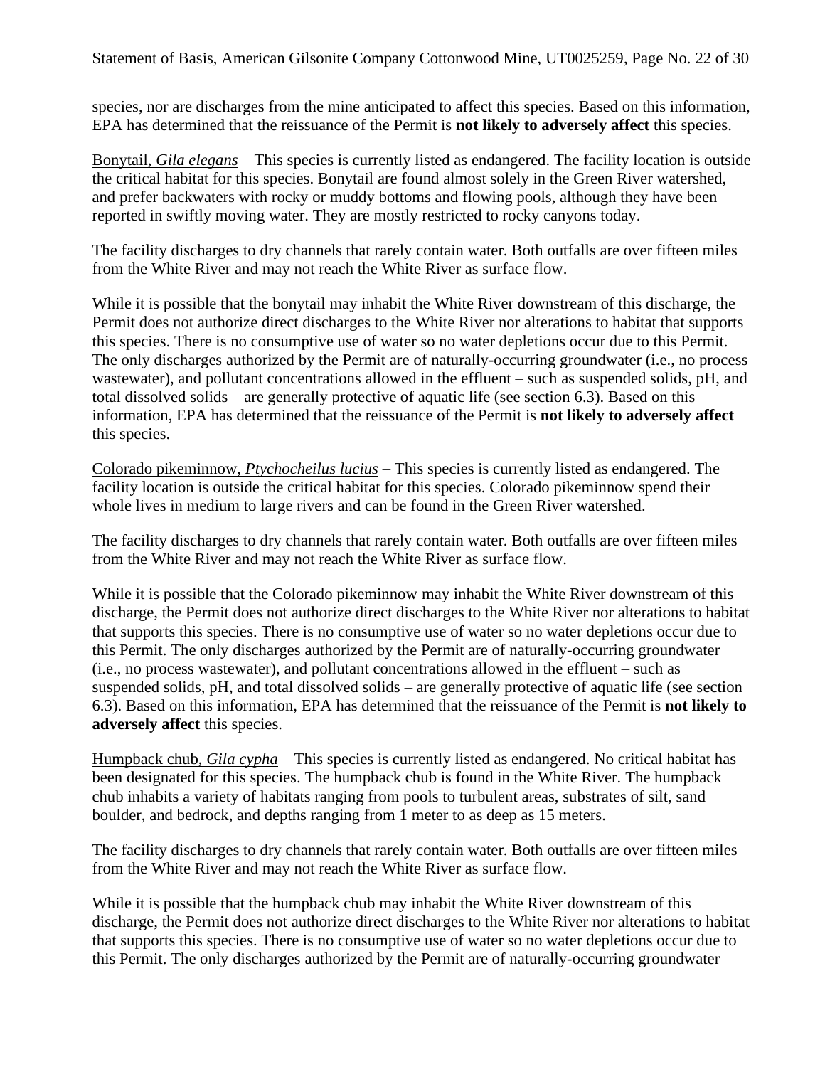species, nor are discharges from the mine anticipated to affect this species. Based on this information, EPA has determined that the reissuance of the Permit is **not likely to adversely affect** this species.

Bonytail, *Gila elegans* – This species is currently listed as endangered. The facility location is outside the critical habitat for this species. Bonytail are found almost solely in the Green River watershed, and prefer backwaters with rocky or muddy bottoms and flowing pools, although they have been reported in swiftly moving water. They are mostly restricted to rocky canyons today.

The facility discharges to dry channels that rarely contain water. Both outfalls are over fifteen miles from the White River and may not reach the White River as surface flow.

While it is possible that the bonytail may inhabit the White River downstream of this discharge, the Permit does not authorize direct discharges to the White River nor alterations to habitat that supports this species. There is no consumptive use of water so no water depletions occur due to this Permit. The only discharges authorized by the Permit are of naturally-occurring groundwater (i.e., no process wastewater), and pollutant concentrations allowed in the effluent – such as suspended solids, pH, and total dissolved solids – are generally protective of aquatic life (see section 6.3). Based on this information, EPA has determined that the reissuance of the Permit is **not likely to adversely affect** this species.

Colorado pikeminnow, *Ptychocheilus lucius* – This species is currently listed as endangered. The facility location is outside the critical habitat for this species. Colorado pikeminnow spend their whole lives in medium to large rivers and can be found in the Green River watershed.

The facility discharges to dry channels that rarely contain water. Both outfalls are over fifteen miles from the White River and may not reach the White River as surface flow.

While it is possible that the Colorado pikeminnow may inhabit the White River downstream of this discharge, the Permit does not authorize direct discharges to the White River nor alterations to habitat that supports this species. There is no consumptive use of water so no water depletions occur due to this Permit. The only discharges authorized by the Permit are of naturally-occurring groundwater (i.e., no process wastewater), and pollutant concentrations allowed in the effluent – such as suspended solids, pH, and total dissolved solids – are generally protective of aquatic life (see section 6.3). Based on this information, EPA has determined that the reissuance of the Permit is **not likely to adversely affect** this species.

Humpback chub, *Gila cypha* – This species is currently listed as endangered. No critical habitat has been designated for this species. The humpback chub is found in the White River. The humpback chub inhabits a variety of habitats ranging from pools to turbulent areas, substrates of silt, sand boulder, and bedrock, and depths ranging from 1 meter to as deep as 15 meters.

The facility discharges to dry channels that rarely contain water. Both outfalls are over fifteen miles from the White River and may not reach the White River as surface flow.

While it is possible that the humpback chub may inhabit the White River downstream of this discharge, the Permit does not authorize direct discharges to the White River nor alterations to habitat that supports this species. There is no consumptive use of water so no water depletions occur due to this Permit. The only discharges authorized by the Permit are of naturally-occurring groundwater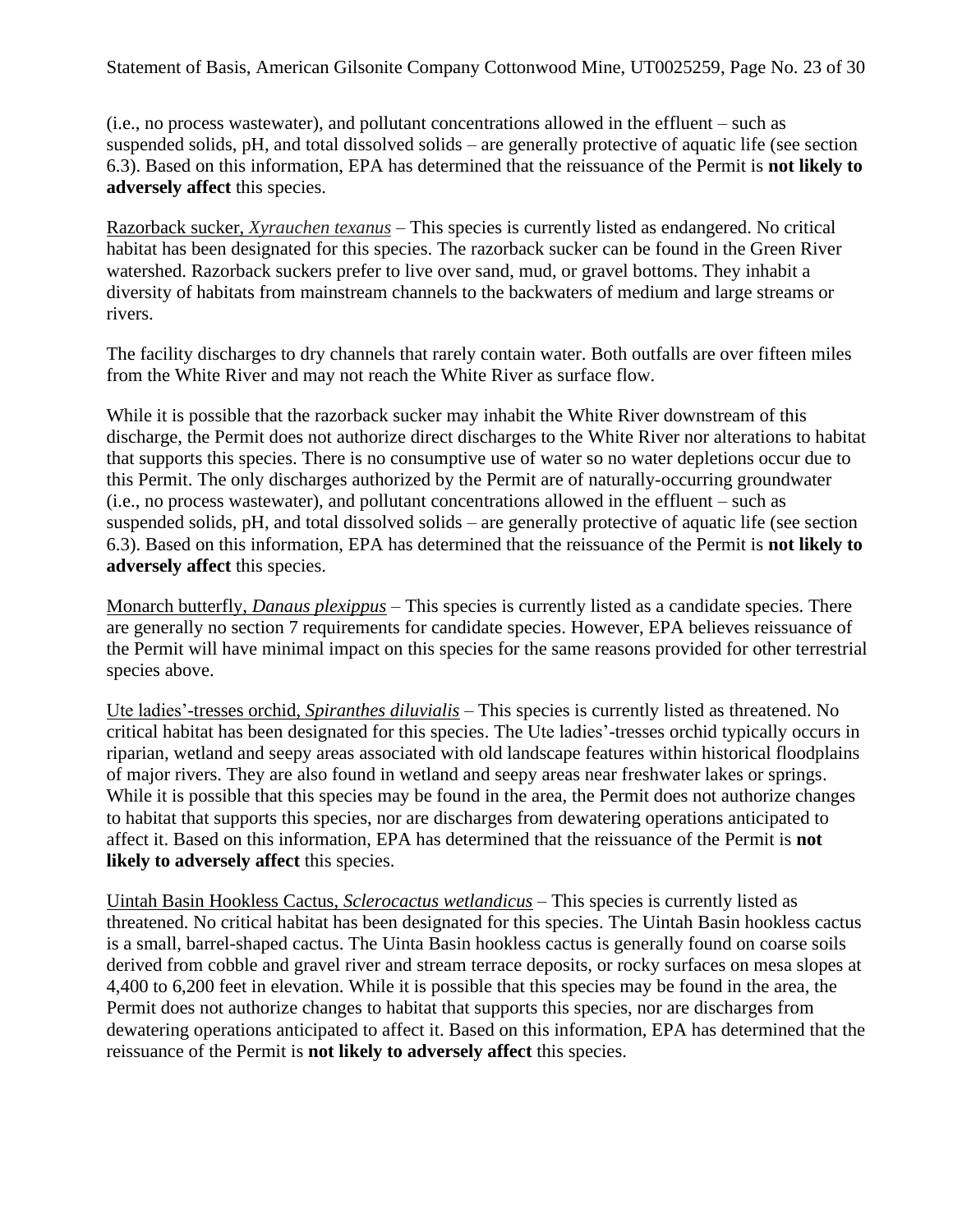(i.e., no process wastewater), and pollutant concentrations allowed in the effluent – such as suspended solids, pH, and total dissolved solids – are generally protective of aquatic life (see section 6.3). Based on this information, EPA has determined that the reissuance of the Permit is **not likely to adversely affect** this species.

Razorback sucker, *Xyrauchen texanus* – This species is currently listed as endangered. No critical habitat has been designated for this species. The razorback sucker can be found in the Green River watershed. Razorback suckers prefer to live over sand, mud, or gravel bottoms. They inhabit a diversity of habitats from mainstream channels to the backwaters of medium and large streams or rivers.

The facility discharges to dry channels that rarely contain water. Both outfalls are over fifteen miles from the White River and may not reach the White River as surface flow.

While it is possible that the razorback sucker may inhabit the White River downstream of this discharge, the Permit does not authorize direct discharges to the White River nor alterations to habitat that supports this species. There is no consumptive use of water so no water depletions occur due to this Permit. The only discharges authorized by the Permit are of naturally-occurring groundwater (i.e., no process wastewater), and pollutant concentrations allowed in the effluent – such as suspended solids, pH, and total dissolved solids – are generally protective of aquatic life (see section 6.3). Based on this information, EPA has determined that the reissuance of the Permit is **not likely to adversely affect** this species.

Monarch butterfly, *Danaus plexippus* – This species is currently listed as a candidate species. There are generally no section 7 requirements for candidate species. However, EPA believes reissuance of the Permit will have minimal impact on this species for the same reasons provided for other terrestrial species above.

Ute ladies'-tresses orchid, *Spiranthes diluvialis* – This species is currently listed as threatened. No critical habitat has been designated for this species. The Ute ladies'-tresses orchid typically occurs in riparian, wetland and seepy areas associated with old landscape features within historical floodplains of major rivers. They are also found in wetland and seepy areas near freshwater lakes or springs. While it is possible that this species may be found in the area, the Permit does not authorize changes to habitat that supports this species, nor are discharges from dewatering operations anticipated to affect it. Based on this information, EPA has determined that the reissuance of the Permit is **not likely to adversely affect** this species.

Uintah Basin Hookless Cactus, *Sclerocactus wetlandicus* – This species is currently listed as threatened. No critical habitat has been designated for this species. The Uintah Basin hookless cactus is a small, barrel-shaped cactus. The Uinta Basin hookless cactus is generally found on coarse soils derived from cobble and gravel river and stream terrace deposits, or rocky surfaces on mesa slopes at 4,400 to 6,200 feet in elevation. While it is possible that this species may be found in the area, the Permit does not authorize changes to habitat that supports this species, nor are discharges from dewatering operations anticipated to affect it. Based on this information, EPA has determined that the reissuance of the Permit is **not likely to adversely affect** this species.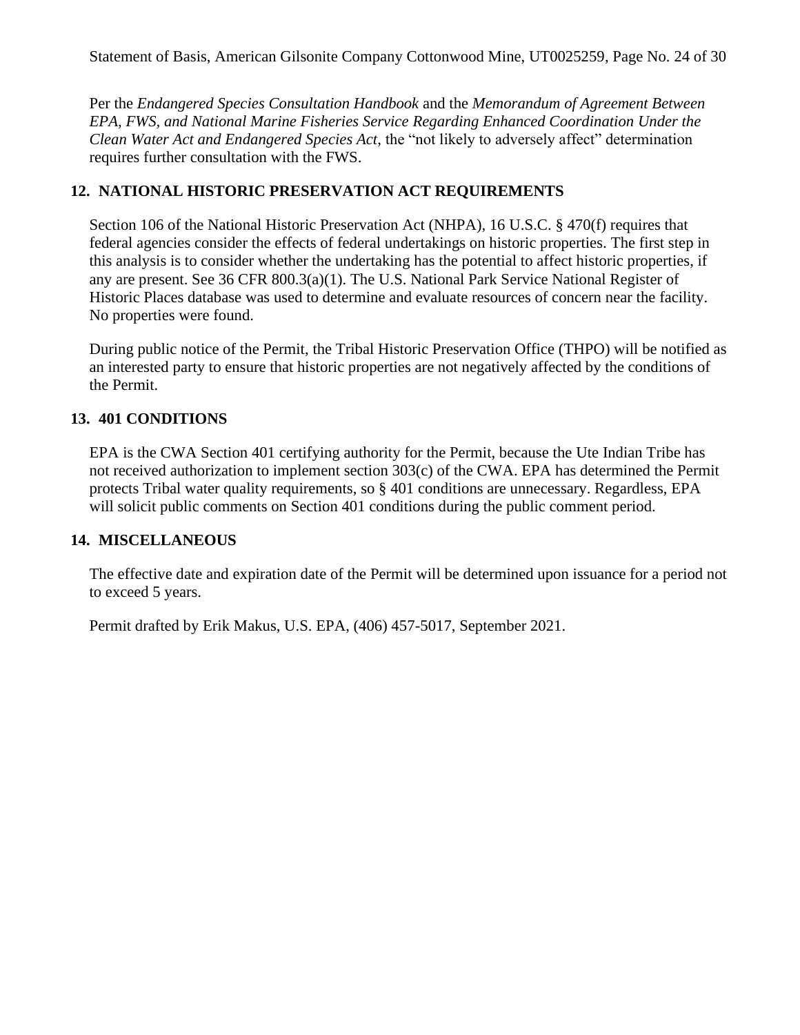Per the *Endangered Species Consultation Handbook* and the *Memorandum of Agreement Between EPA, FWS, and National Marine Fisheries Service Regarding Enhanced Coordination Under the Clean Water Act and Endangered Species Act*, the "not likely to adversely affect" determination requires further consultation with the FWS.

## 12. NATIONAL HISTORIC PRESERVATION ACT REQUIREMENTS

Section 106 of the National Historic Preservation Act (NHPA), 16 U.S.C. § 470(f) requires that federal agencies consider the effects of federal undertakings on historic properties. The first step in this analysis is to consider whether the undertaking has the potential to affect historic properties, if any are present. See 36 CFR 800.3(a)(1). The U.S. National Park Service National Register of Historic Places database was used to determine and evaluate resources of concern near the facility. No properties were found.

During public notice of the Permit, the Tribal Historic Preservation Office (THPO) will be notified as an interested party to ensure that historic properties are not negatively affected by the conditions of the Permit.

## 13. 401 CONDITIONS

EPA is the CWA Section 401 certifying authority for the Permit, because the Ute Indian Tribe has not received authorization to implement section 303(c) of the CWA. EPA has determined the Permit protects Tribal water quality requirements, so § 401 conditions are unnecessary. Regardless, EPA will solicit public comments on Section 401 conditions during the public comment period.

## 14. MISCELLANEOUS

The effective date and expiration date of the Permit will be determined upon issuance for a period not to exceed 5 years.

Permit drafted by Erik Makus, U.S. EPA, (406) 457-5017, September 2021.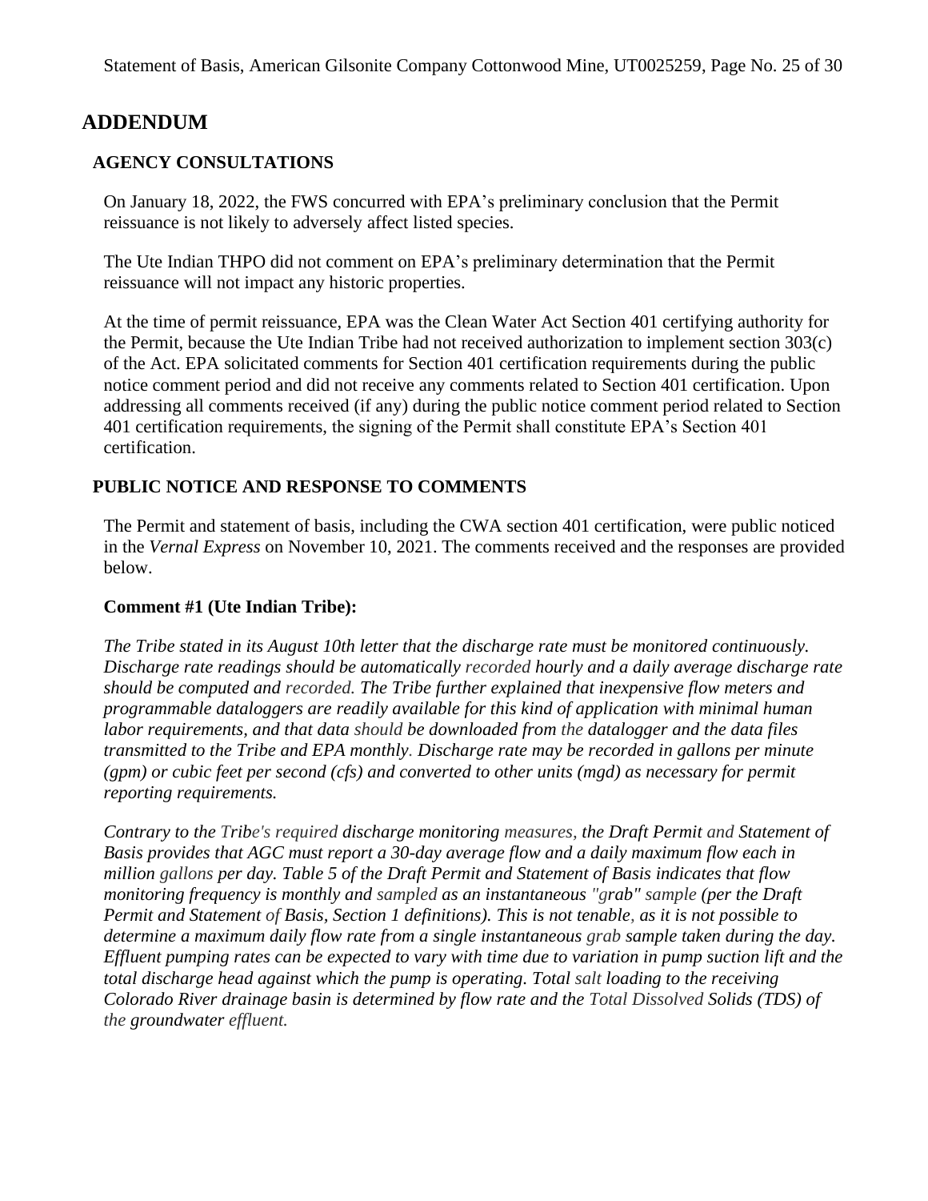# ADDENDUM

## AGENCY CONSULTATIONS

On January 18, 2022, the FWS concurred with EPA's preliminary conclusion that the Permit reissuance is not likely to adversely affect listed species.

The Ute Indian THPO did not comment on EPA's preliminary determination that the Permit reissuance will not impact any historic properties.

At the time of permit reissuance, EPA was the Clean Water Act Section 401 certifying authority for the Permit, because the Ute Indian Tribe had not received authorization to implement section 303(c) of the Act. EPA solicitated comments for Section 401 certification requirements during the public notice comment period and did not receive any comments related to Section 401 certification. Upon addressing all comments received (if any) during the public notice comment period related to Section 401 certification requirements, the signing of the Permit shall constitute EPA's Section 401 certification.

## PUBLIC NOTICE AND RESPONSE TO COMMENTS

The Permit and statement of basis, including the CWA section 401 certification, were public noticed in the *Vernal Express* on November 10, 2021. The comments received and the responses are provided below.

**Comment #1 (Ute Indian Tribe):**

*The Tribe stated in its August 10th letter that the discharge rate must be monitored continuously. Discharge rate readings should be automatically recorded hourly and a daily average discharge rate should be computed and recorded. The Tribe further explained that inexpensive flow meters and programmable dataloggers are readily available for this kind of application with minimal human labor requirements, and that data should be downloaded from the datalogger and the data files transmitted to the Tribe and EPA monthly. Discharge rate may be recorded in gallons per minute (gpm) or cubic feet per second (cfs) and converted to other units (mgd) as necessary for permit reporting requirements.*

*Contrary to the Tribe's required discharge monitoring measures, the Draft Permit and Statement of Basis provides that AGC must report a 30-day average flow and a daily maximum flow each in million gallons per day. Table 5 of the Draft Permit and Statement of Basis indicates that flow monitoring frequency is monthly and sampled as an instantaneous "grab" sample (per the Draft Permit and Statement of Basis, Section 1 definitions). This is not tenable, as it is not possible to determine a maximum daily flow rate from a single instantaneous grab sample taken during the day. Effluent pumping rates can be expected to vary with time due to variation in pump suction lift and the total discharge head against which the pump is operating. Total salt loading to the receiving Colorado River drainage basin is determined by flow rate and the Total Dissolved Solids (TDS) of the groundwater effluent.*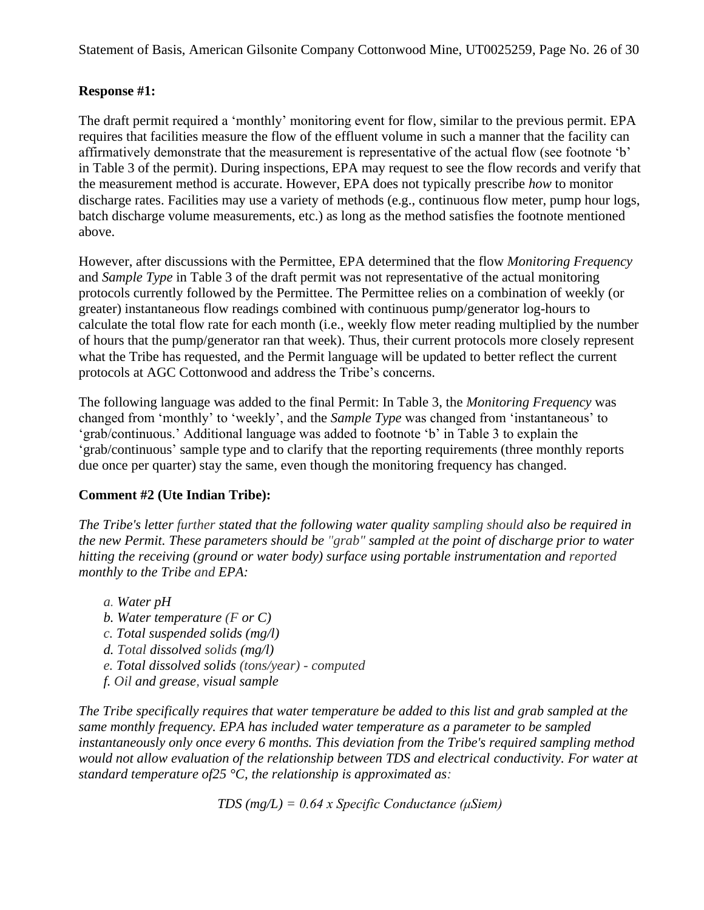**Response #1:**

The draft permit required a 'monthly' monitoring event for flow, similar to the previous permit. EPA requires that facilities measure the flow of the effluent volume in such a manner that the facility can affirmatively demonstrate that the measurement is representative of the actual flow (see footnote 'b' in Table 3 of the permit). During inspections, EPA may request to see the flow records and verify that the measurement method is accurate. However, EPA does not typically prescribe *how* to monitor discharge rates. Facilities may use a variety of methods (e.g., continuous flow meter, pump hour logs, batch discharge volume measurements, etc.) as long as the method satisfies the footnote mentioned above.

However, after discussions with the Permittee, EPA determined that the flow *Monitoring Frequency* and *Sample Type* in Table 3 of the draft permit was not representative of the actual monitoring protocols currently followed by the Permittee. The Permittee relies on a combination of weekly (or greater) instantaneous flow readings combined with continuous pump/generator log-hours to calculate the total flow rate for each month (i.e., weekly flow meter reading multiplied by the number of hours that the pump/generator ran that week). Thus, their current protocols more closely represent what the Tribe has requested, and the Permit language will be updated to better reflect the current protocols at AGC Cottonwood and address the Tribe's concerns.

The following language was added to the final Permit: In Table 3, the *Monitoring Frequency* was changed from 'monthly' to 'weekly', and the *Sample Type* was changed from 'instantaneous' to 'grab/continuous.' Additional language was added to footnote 'b' in Table 3 to explain the 'grab/continuous' sample type and to clarify that the reporting requirements (three monthly reports due once per quarter) stay the same, even though the monitoring frequency has changed.

**Comment #2 (Ute Indian Tribe):**

*The Tribe's letter further stated that the following water quality sampling should also be required in the new Permit. These parameters should be "grab" sampled at the point of discharge prior to water hitting the receiving (ground or water body) surface using portable instrumentation and reported monthly to the Tribe and EPA:*

- *a. Water pH*
- *b. Water temperature (F or C)*
- *c. Total suspended solids (mg/l)*
- *d. Total dissolved solids (mg/l)*
- *e. Total dissolved solids (tons/year) - computed*
- *f. Oil and grease, visual sample*

*The Tribe specifically requires that water temperature be added to this list and grab sampled at the same monthly frequency. EPA has included water temperature as a parameter to be sampled instantaneously only once every 6 months. This deviation from the Tribe's required sampling method would not allow evaluation of the relationship between TDS and electrical conductivity. For water at standard temperature of25 °C, the relationship is approximated as:*

$$TDS\ (mg/L) = 0.64 \times Specific\ Conductance\ (\mu Siem)$$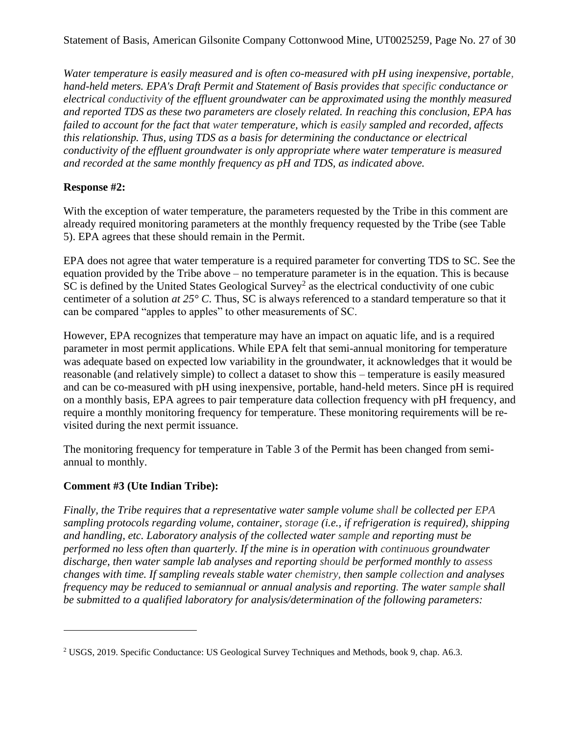*Water temperature is easily measured and is often co-measured with pH using inexpensive, portable, hand-held meters. EPA's Draft Permit and Statement of Basis provides that specific conductance or electrical conductivity of the effluent groundwater can be approximated using the monthly measured and reported TDS as these two parameters are closely related. In reaching this conclusion, EPA has failed to account for the fact that water temperature, which is easily sampled and recorded, affects this relationship. Thus, using TDS as a basis for determining the conductance or electrical conductivity of the effluent groundwater is only appropriate where water temperature is measured and recorded at the same monthly frequency as pH and TDS, as indicated above.*

**Response #2:**

With the exception of water temperature, the parameters requested by the Tribe in this comment are already required monitoring parameters at the monthly frequency requested by the Tribe (see Table 5). EPA agrees that these should remain in the Permit.

EPA does not agree that water temperature is a required parameter for converting TDS to SC. See the equation provided by the Tribe above – no temperature parameter is in the equation. This is because SC is defined by the United States Geological Survey[2] as the electrical conductivity of one cubic centimeter of a solution *at 25° C*. Thus, SC is always referenced to a standard temperature so that it can be compared "apples to apples" to other measurements of SC.

However, EPA recognizes that temperature may have an impact on aquatic life, and is a required parameter in most permit applications. While EPA felt that semi-annual monitoring for temperature was adequate based on expected low variability in the groundwater, it acknowledges that it would be reasonable (and relatively simple) to collect a dataset to show this – temperature is easily measured and can be co-measured with pH using inexpensive, portable, hand-held meters. Since pH is required on a monthly basis, EPA agrees to pair temperature data collection frequency with pH frequency, and require a monthly monitoring frequency for temperature. These monitoring requirements will be re-visited during the next permit issuance.

The monitoring frequency for temperature in Table 3 of the Permit has been changed from semi-annual to monthly.

**Comment #3 (Ute Indian Tribe):**

*Finally, the Tribe requires that a representative water sample volume shall be collected per EPA sampling protocols regarding volume, container, storage (i.e., if refrigeration is required), shipping and handling, etc. Laboratory analysis of the collected water sample and reporting must be performed no less often than quarterly. If the mine is in operation with continuous groundwater discharge, then water sample lab analyses and reporting should be performed monthly to assess changes with time. If sampling reveals stable water chemistry, then sample collection and analyses frequency may be reduced to semiannual or annual analysis and reporting. The water sample shall be submitted to a qualified laboratory for analysis/determination of the following parameters:*

---

[2] USGS, 2019. Specific Conductance: US Geological Survey Techniques and Methods, book 9, chap. A6.3.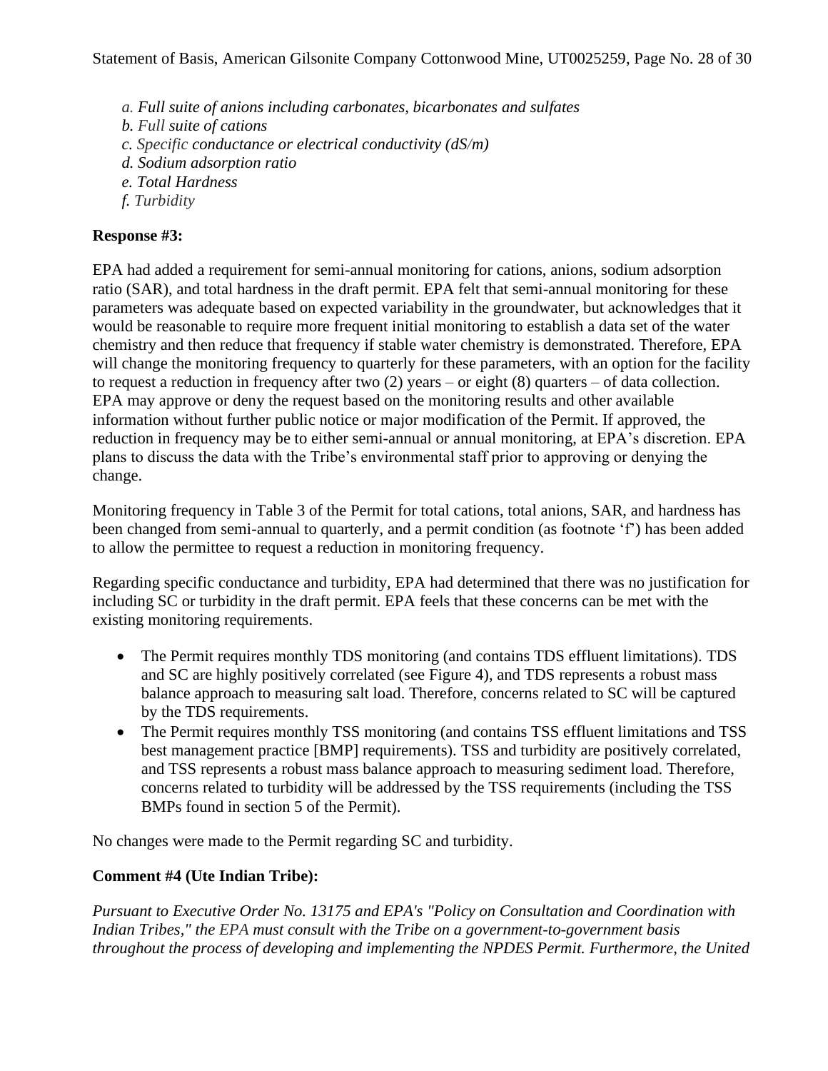*a. Full suite of anions including carbonates, bicarbonates and sulfates*
*b. Full suite of cations*
*c. Specific conductance or electrical conductivity (dS/m)*
*d. Sodium adsorption ratio*
*e. Total Hardness*
*f. Turbidity*

**Response #3:**

EPA had added a requirement for semi-annual monitoring for cations, anions, sodium adsorption ratio (SAR), and total hardness in the draft permit. EPA felt that semi-annual monitoring for these parameters was adequate based on expected variability in the groundwater, but acknowledges that it would be reasonable to require more frequent initial monitoring to establish a data set of the water chemistry and then reduce that frequency if stable water chemistry is demonstrated. Therefore, EPA will change the monitoring frequency to quarterly for these parameters, with an option for the facility to request a reduction in frequency after two (2) years – or eight (8) quarters – of data collection. EPA may approve or deny the request based on the monitoring results and other available information without further public notice or major modification of the Permit. If approved, the reduction in frequency may be to either semi-annual or annual monitoring, at EPA's discretion. EPA plans to discuss the data with the Tribe's environmental staff prior to approving or denying the change.

Monitoring frequency in Table 3 of the Permit for total cations, total anions, SAR, and hardness has been changed from semi-annual to quarterly, and a permit condition (as footnote 'f') has been added to allow the permittee to request a reduction in monitoring frequency.

Regarding specific conductance and turbidity, EPA had determined that there was no justification for including SC or turbidity in the draft permit. EPA feels that these concerns can be met with the existing monitoring requirements.

- The Permit requires monthly TDS monitoring (and contains TDS effluent limitations). TDS and SC are highly positively correlated (see Figure 4), and TDS represents a robust mass balance approach to measuring salt load. Therefore, concerns related to SC will be captured by the TDS requirements.
- The Permit requires monthly TSS monitoring (and contains TSS effluent limitations and TSS best management practice [BMP] requirements). TSS and turbidity are positively correlated, and TSS represents a robust mass balance approach to measuring sediment load. Therefore, concerns related to turbidity will be addressed by the TSS requirements (including the TSS BMPs found in section 5 of the Permit).

No changes were made to the Permit regarding SC and turbidity.

**Comment #4 (Ute Indian Tribe):**

*Pursuant to Executive Order No. 13175 and EPA's "Policy on Consultation and Coordination with Indian Tribes," the EPA must consult with the Tribe on a government-to-government basis throughout the process of developing and implementing the NPDES Permit. Furthermore, the United*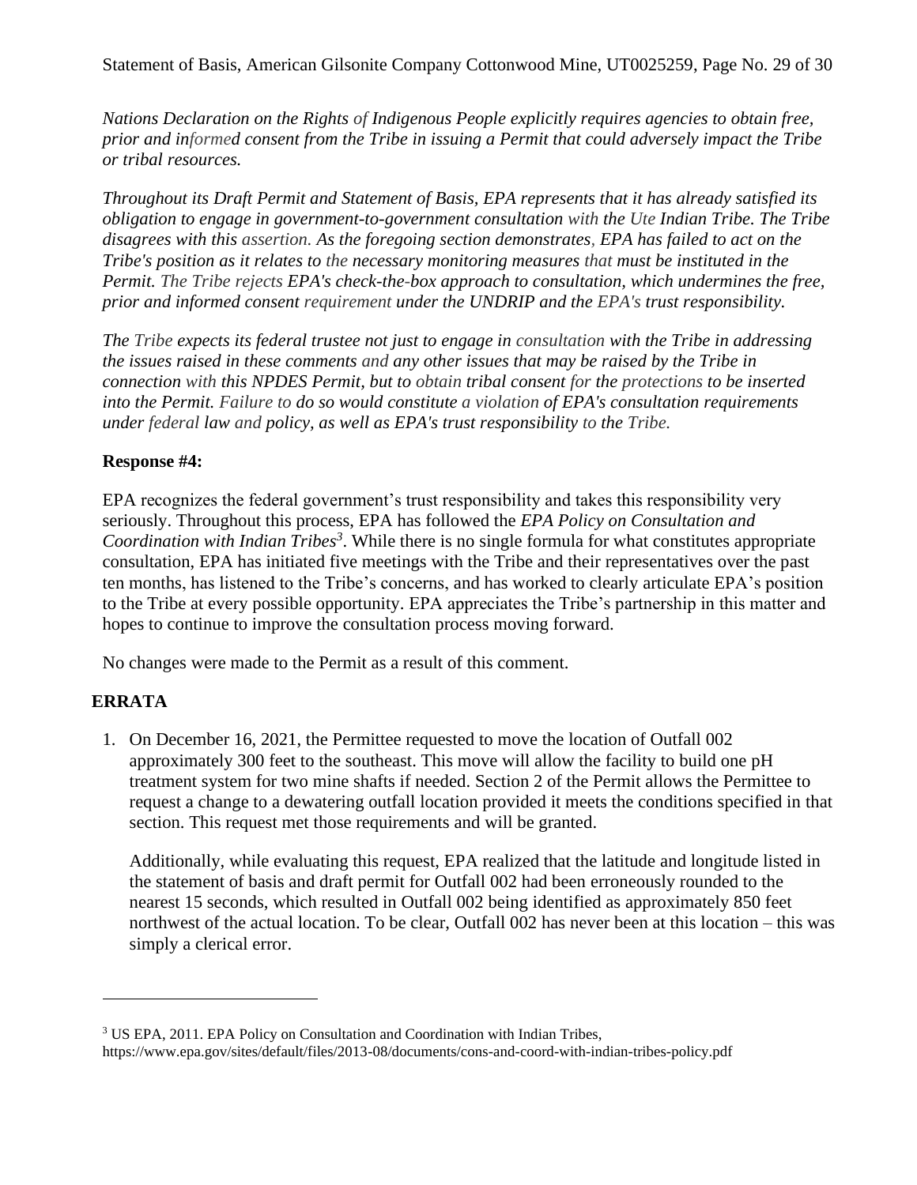*Nations Declaration on the Rights of Indigenous People explicitly requires agencies to obtain free, prior and informed consent from the Tribe in issuing a Permit that could adversely impact the Tribe or tribal resources.*

*Throughout its Draft Permit and Statement of Basis, EPA represents that it has already satisfied its obligation to engage in government-to-government consultation with the Ute Indian Tribe. The Tribe disagrees with this assertion. As the foregoing section demonstrates, EPA has failed to act on the Tribe's position as it relates to the necessary monitoring measures that must be instituted in the Permit. The Tribe rejects EPA's check-the-box approach to consultation, which undermines the free, prior and informed consent requirement under the UNDRIP and the EPA's trust responsibility.*

*The Tribe expects its federal trustee not just to engage in consultation with the Tribe in addressing the issues raised in these comments and any other issues that may be raised by the Tribe in connection with this NPDES Permit, but to obtain tribal consent for the protections to be inserted into the Permit. Failure to do so would constitute a violation of EPA's consultation requirements under federal law and policy, as well as EPA's trust responsibility to the Tribe.*

**Response #4:**

EPA recognizes the federal government's trust responsibility and takes this responsibility very seriously. Throughout this process, EPA has followed the *EPA Policy on Consultation and Coordination with Indian Tribes*[3]. While there is no single formula for what constitutes appropriate consultation, EPA has initiated five meetings with the Tribe and their representatives over the past ten months, has listened to the Tribe's concerns, and has worked to clearly articulate EPA's position to the Tribe at every possible opportunity. EPA appreciates the Tribe's partnership in this matter and hopes to continue to improve the consultation process moving forward.

No changes were made to the Permit as a result of this comment.

## ERRATA

1. On December 16, 2021, the Permittee requested to move the location of Outfall 002 approximately 300 feet to the southeast. This move will allow the facility to build one pH treatment system for two mine shafts if needed. Section 2 of the Permit allows the Permittee to request a change to a dewatering outfall location provided it meets the conditions specified in that section. This request met those requirements and will be granted.

   Additionally, while evaluating this request, EPA realized that the latitude and longitude listed in the statement of basis and draft permit for Outfall 002 had been erroneously rounded to the nearest 15 seconds, which resulted in Outfall 002 being identified as approximately 850 feet northwest of the actual location. To be clear, Outfall 002 has never been at this location – this was simply a clerical error.

---

[3] US EPA, 2011. EPA Policy on Consultation and Coordination with Indian Tribes, https://www.epa.gov/sites/default/files/2013-08/documents/cons-and-coord-with-indian-tribes-policy.pdf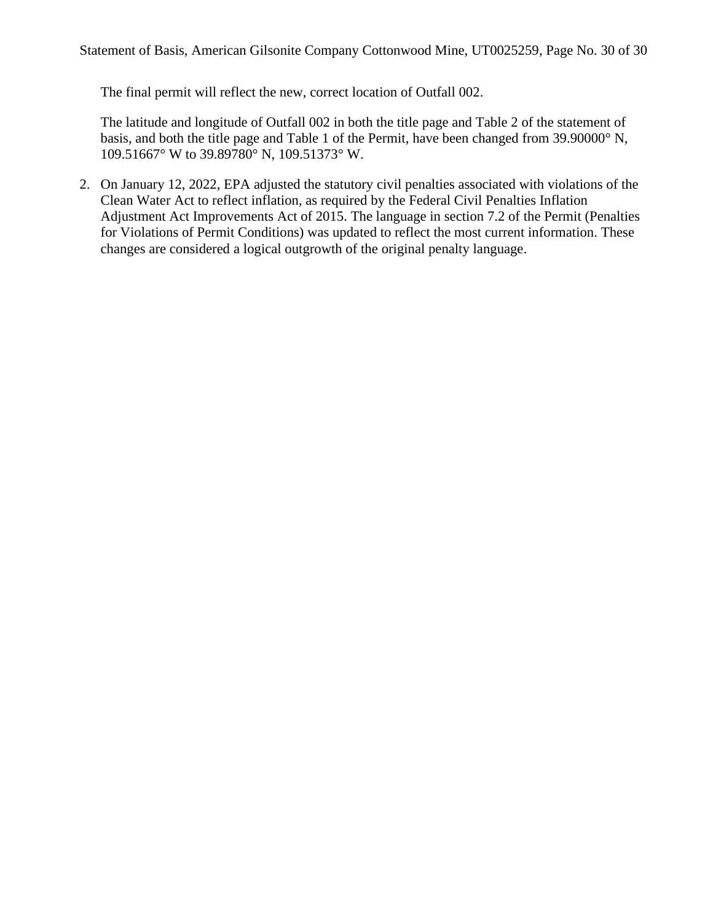The final permit will reflect the new, correct location of Outfall 002.

The latitude and longitude of Outfall 002 in both the title page and Table 2 of the statement of basis, and both the title page and Table 1 of the Permit, have been changed from 39.90000° N, 109.51667° W to 39.89780° N, 109.51373° W.

2. On January 12, 2022, EPA adjusted the statutory civil penalties associated with violations of the Clean Water Act to reflect inflation, as required by the Federal Civil Penalties Inflation Adjustment Act Improvements Act of 2015. The language in section 7.2 of the Permit (Penalties for Violations of Permit Conditions) was updated to reflect the most current information. These changes are considered a logical outgrowth of the original penalty language.